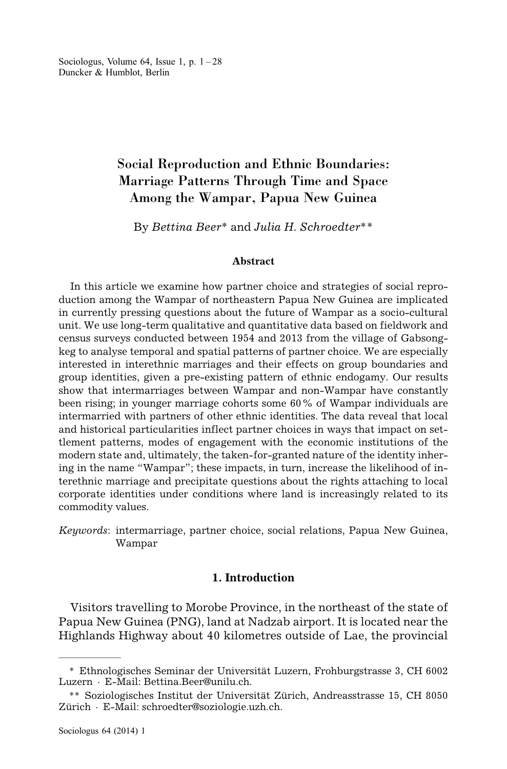# Social Reproduction and Ethnic Boundaries: Marriage Patterns Through Time and Space Among the Wampar, Papua New Guinea

By *Bettina Beer*\* and *Julia H. Schroedter*\*\*

### Abstract

In this article we examine how partner choice and strategies of social reproduction among the Wampar of northeastern Papua New Guinea are implicated in currently pressing questions about the future of Wampar as a socio-cultural unit. We use long-term qualitative and quantitative data based on fieldwork and census surveys conducted between 1954 and 2013 from the village of Gabsongkeg to analyse temporal and spatial patterns of partner choice. We are especially interested in interethnic marriages and their effects on group boundaries and group identities, given a pre-existing pattern of ethnic endogamy. Our results show that intermarriages between Wampar and non-Wampar have constantly been rising; in younger marriage cohorts some 60 % of Wampar individuals are intermarried with partners of other ethnic identities. The data reveal that local and historical particularities inflect partner choices in ways that impact on settlement patterns, modes of engagement with the economic institutions of the modern state and, ultimately, the taken-for-granted nature of the identity inhering in the name "Wampar"; these impacts, in turn, increase the likelihood of interethnic marriage and precipitate questions about the rights attaching to local corporate identities under conditions where land is increasingly related to its commodity values.

*Keywords*: intermarriage, partner choice, social relations, Papua New Guinea, Wampar

## 1. Introduction

Visitors travelling to Morobe Province, in the northeast of the state of Papua New Guinea (PNG), land at Nadzab airport. It is located near the Highlands Highway about 40 kilometres outside of Lae, the provincial

\* Ethnologisches Seminar der Universität Luzern, Frohburgstrasse 3, CH 6002 Luzern · E-Mail: Bettina.Beer@unilu.ch.

\*\* Soziologisches Institut der Universität Zürich, Andreasstrasse 15, CH 8050 Zürich · E-Mail: schroedter@soziologie.uzh.ch.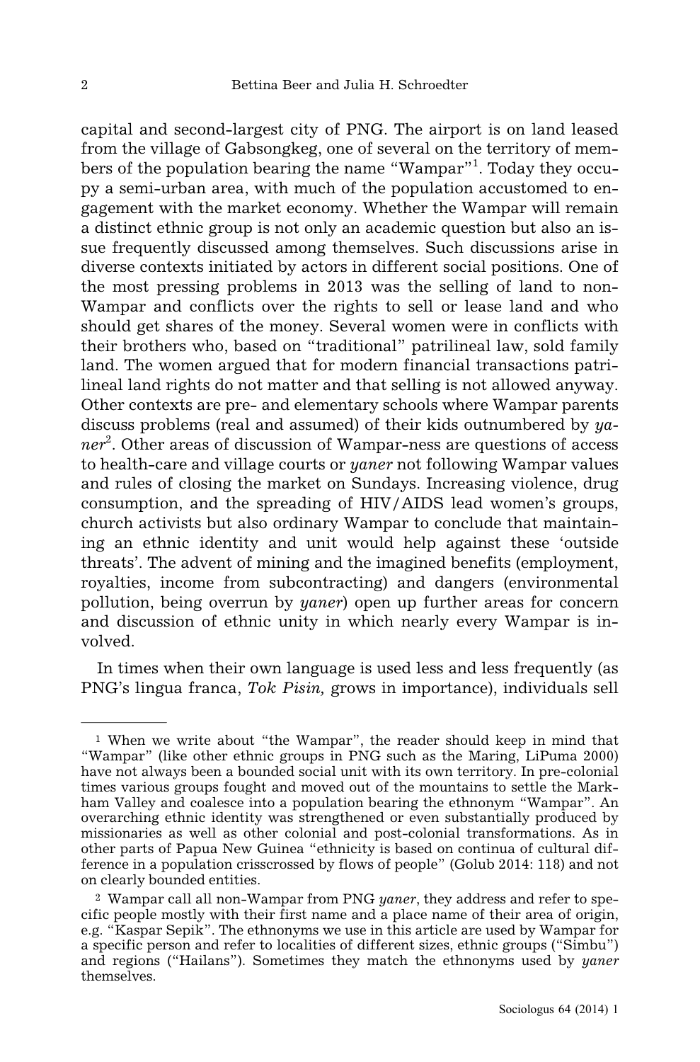capital and second-largest city of PNG. The airport is on land leased from the village of Gabsongkeg, one of several on the territory of members of the population bearing the name "Wampar"[1]. Today they occupy a semi-urban area, with much of the population accustomed to engagement with the market economy. Whether the Wampar will remain a distinct ethnic group is not only an academic question but also an issue frequently discussed among themselves. Such discussions arise in diverse contexts initiated by actors in different social positions. One of the most pressing problems in 2013 was the selling of land to non-Wampar and conflicts over the rights to sell or lease land and who should get shares of the money. Several women were in conflicts with their brothers who, based on "traditional" patrilineal law, sold family land. The women argued that for modern financial transactions patrilineal land rights do not matter and that selling is not allowed anyway. Other contexts are pre- and elementary schools where Wampar parents discuss problems (real and assumed) of their kids outnumbered by *yaner*[2]. Other areas of discussion of Wampar-ness are questions of access to health-care and village courts or *yaner* not following Wampar values and rules of closing the market on Sundays. Increasing violence, drug consumption, and the spreading of HIV/AIDS lead women's groups, church activists but also ordinary Wampar to conclude that maintaining an ethnic identity and unit would help against these 'outside threats'. The advent of mining and the imagined benefits (employment, royalties, income from subcontracting) and dangers (environmental pollution, being overrun by *yaner*) open up further areas for concern and discussion of ethnic unity in which nearly every Wampar is involved.

In times when their own language is used less and less frequently (as PNG's lingua franca, *Tok Pisin,* grows in importance), individuals sell

---

[1] When we write about "the Wampar", the reader should keep in mind that "Wampar" (like other ethnic groups in PNG such as the Maring, LiPuma 2000) have not always been a bounded social unit with its own territory. In pre-colonial times various groups fought and moved out of the mountains to settle the Markham Valley and coalesce into a population bearing the ethnonym "Wampar". An overarching ethnic identity was strengthened or even substantially produced by missionaries as well as other colonial and post-colonial transformations. As in other parts of Papua New Guinea "ethnicity is based on continua of cultural difference in a population crisscrossed by flows of people" (Golub 2014: 118) and not on clearly bounded entities.

[2] Wampar call all non-Wampar from PNG *yaner*, they address and refer to specific people mostly with their first name and a place name of their area of origin, e.g. "Kaspar Sepik". The ethnonyms we use in this article are used by Wampar for a specific person and refer to localities of different sizes, ethnic groups ("Simbu") and regions ("Hailans"). Sometimes they match the ethnonyms used by *yaner* themselves.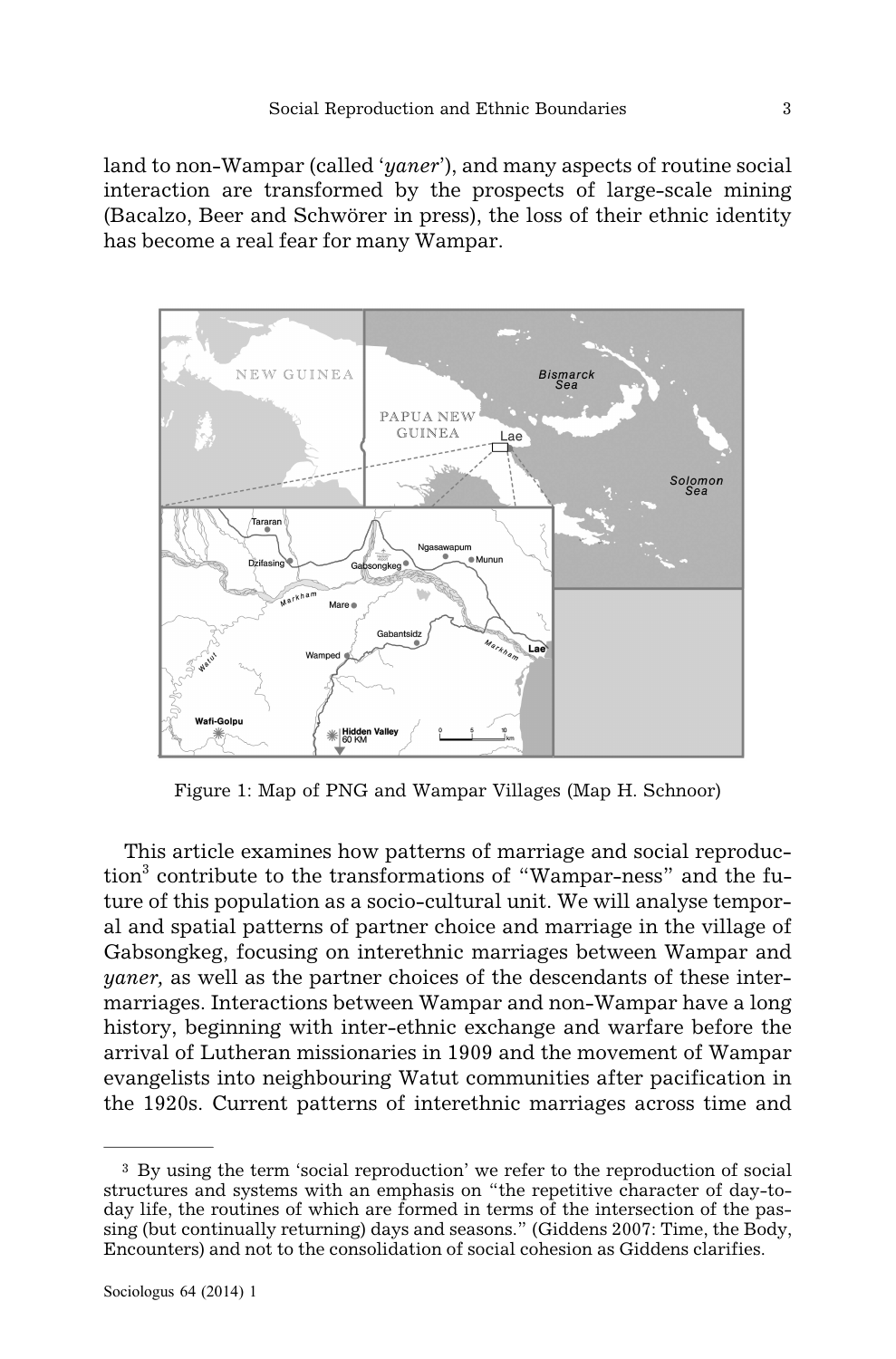land to non-Wampar (called '*yaner*'), and many aspects of routine social interaction are transformed by the prospects of large-scale mining (Bacalzo, Beer and Schwörer in press), the loss of their ethnic identity has become a real fear for many Wampar.

Figure 1: Map of PNG and Wampar Villages (Map H. Schnoor)

This article examines how patterns of marriage and social reproduction[3] contribute to the transformations of "Wampar-ness" and the future of this population as a socio-cultural unit. We will analyse temporal and spatial patterns of partner choice and marriage in the village of Gabsongkeg, focusing on interethnic marriages between Wampar and *yaner,* as well as the partner choices of the descendants of these intermarriages. Interactions between Wampar and non-Wampar have a long history, beginning with inter-ethnic exchange and warfare before the arrival of Lutheran missionaries in 1909 and the movement of Wampar evangelists into neighbouring Watut communities after pacification in the 1920s. Current patterns of interethnic marriages across time and

---

[3] By using the term 'social reproduction' we refer to the reproduction of social structures and systems with an emphasis on "the repetitive character of day-to-day life, the routines of which are formed in terms of the intersection of the passing (but continually returning) days and seasons." (Giddens 2007: Time, the Body, Encounters) and not to the consolidation of social cohesion as Giddens clarifies.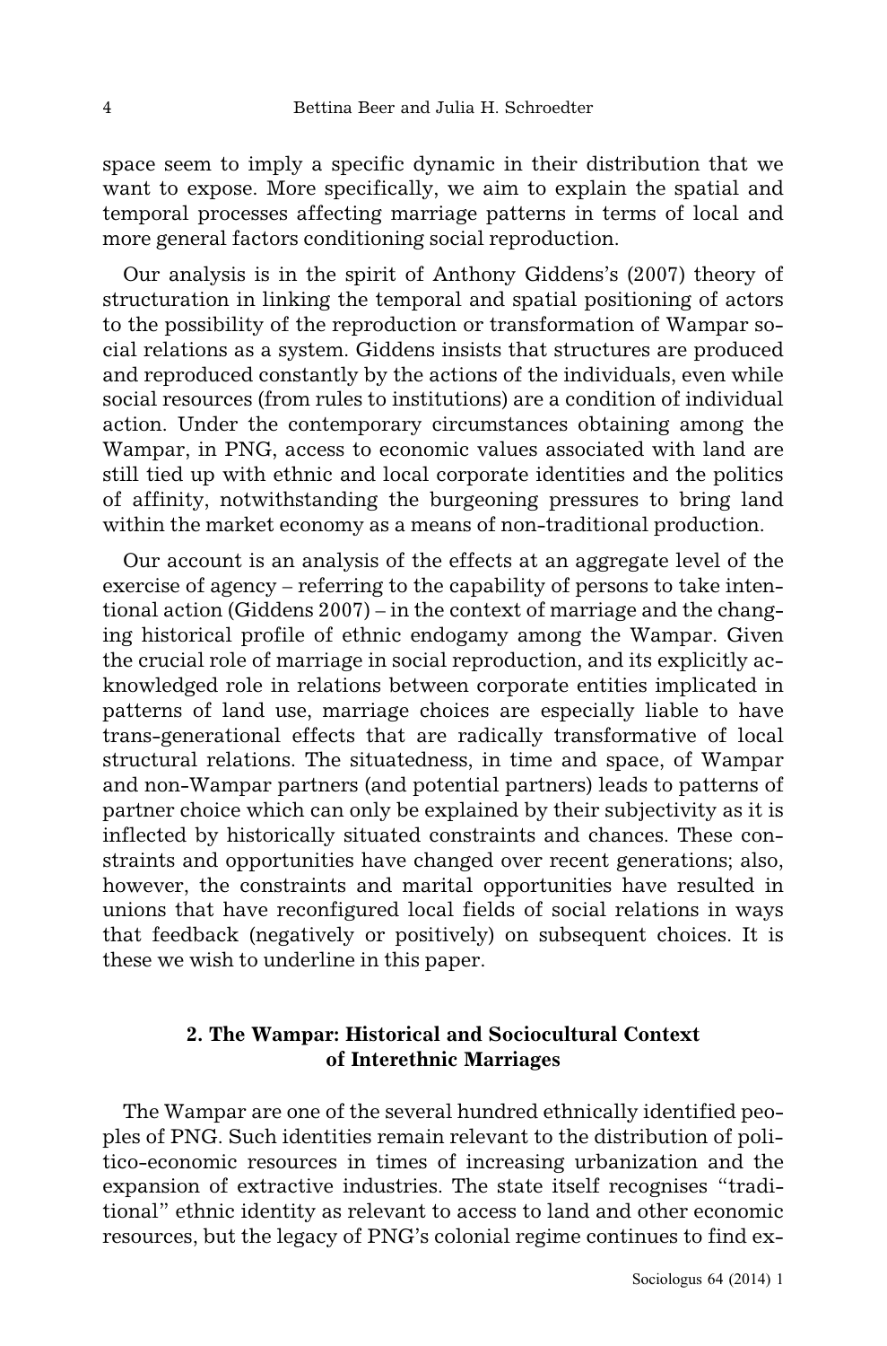space seem to imply a specific dynamic in their distribution that we want to expose. More specifically, we aim to explain the spatial and temporal processes affecting marriage patterns in terms of local and more general factors conditioning social reproduction.

Our analysis is in the spirit of Anthony Giddens's (2007) theory of structuration in linking the temporal and spatial positioning of actors to the possibility of the reproduction or transformation of Wampar social relations as a system. Giddens insists that structures are produced and reproduced constantly by the actions of the individuals, even while social resources (from rules to institutions) are a condition of individual action. Under the contemporary circumstances obtaining among the Wampar, in PNG, access to economic values associated with land are still tied up with ethnic and local corporate identities and the politics of affinity, notwithstanding the burgeoning pressures to bring land within the market economy as a means of non-traditional production.

Our account is an analysis of the effects at an aggregate level of the exercise of agency – referring to the capability of persons to take intentional action (Giddens 2007) – in the context of marriage and the changing historical profile of ethnic endogamy among the Wampar. Given the crucial role of marriage in social reproduction, and its explicitly acknowledged role in relations between corporate entities implicated in patterns of land use, marriage choices are especially liable to have trans-generational effects that are radically transformative of local structural relations. The situatedness, in time and space, of Wampar and non-Wampar partners (and potential partners) leads to patterns of partner choice which can only be explained by their subjectivity as it is inflected by historically situated constraints and chances. These constraints and opportunities have changed over recent generations; also, however, the constraints and marital opportunities have resulted in unions that have reconfigured local fields of social relations in ways that feedback (negatively or positively) on subsequent choices. It is these we wish to underline in this paper.

## 2. The Wampar: Historical and Sociocultural Context of Interethnic Marriages

The Wampar are one of the several hundred ethnically identified peoples of PNG. Such identities remain relevant to the distribution of politico-economic resources in times of increasing urbanization and the expansion of extractive industries. The state itself recognises "traditional" ethnic identity as relevant to access to land and other economic resources, but the legacy of PNG's colonial regime continues to find ex-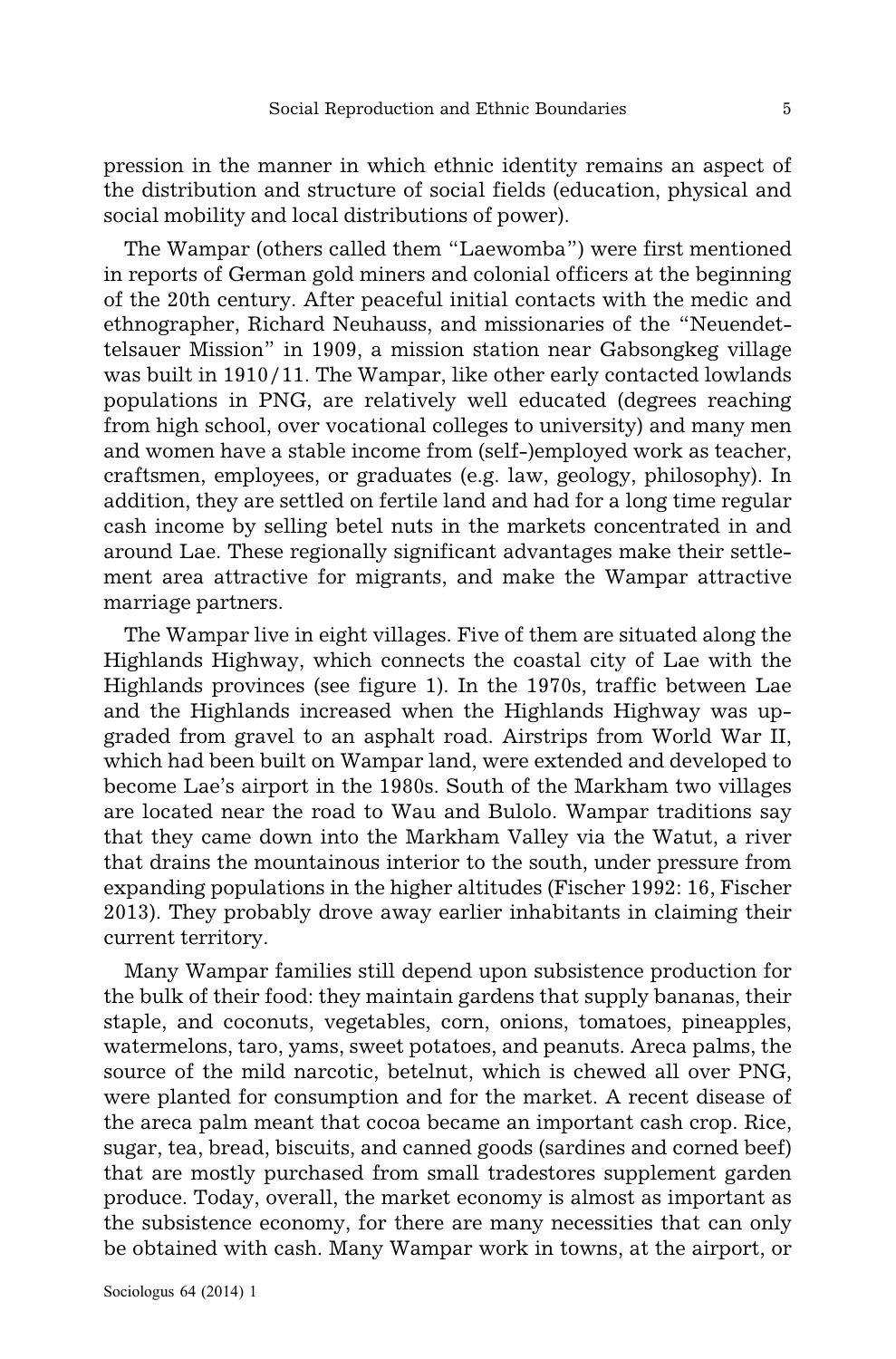pression in the manner in which ethnic identity remains an aspect of the distribution and structure of social fields (education, physical and social mobility and local distributions of power).

The Wampar (others called them "Laewomba") were first mentioned in reports of German gold miners and colonial officers at the beginning of the 20th century. After peaceful initial contacts with the medic and ethnographer, Richard Neuhauss, and missionaries of the "Neuendettelsauer Mission" in 1909, a mission station near Gabsongkeg village was built in 1910/11. The Wampar, like other early contacted lowlands populations in PNG, are relatively well educated (degrees reaching from high school, over vocational colleges to university) and many men and women have a stable income from (self-)employed work as teacher, craftsmen, employees, or graduates (e.g. law, geology, philosophy). In addition, they are settled on fertile land and had for a long time regular cash income by selling betel nuts in the markets concentrated in and around Lae. These regionally significant advantages make their settlement area attractive for migrants, and make the Wampar attractive marriage partners.

The Wampar live in eight villages. Five of them are situated along the Highlands Highway, which connects the coastal city of Lae with the Highlands provinces (see figure 1). In the 1970s, traffic between Lae and the Highlands increased when the Highlands Highway was upgraded from gravel to an asphalt road. Airstrips from World War II, which had been built on Wampar land, were extended and developed to become Lae's airport in the 1980s. South of the Markham two villages are located near the road to Wau and Bulolo. Wampar traditions say that they came down into the Markham Valley via the Watut, a river that drains the mountainous interior to the south, under pressure from expanding populations in the higher altitudes (Fischer 1992: 16, Fischer 2013). They probably drove away earlier inhabitants in claiming their current territory.

Many Wampar families still depend upon subsistence production for the bulk of their food: they maintain gardens that supply bananas, their staple, and coconuts, vegetables, corn, onions, tomatoes, pineapples, watermelons, taro, yams, sweet potatoes, and peanuts. Areca palms, the source of the mild narcotic, betelnut, which is chewed all over PNG, were planted for consumption and for the market. A recent disease of the areca palm meant that cocoa became an important cash crop. Rice, sugar, tea, bread, biscuits, and canned goods (sardines and corned beef) that are mostly purchased from small tradestores supplement garden produce. Today, overall, the market economy is almost as important as the subsistence economy, for there are many necessities that can only be obtained with cash. Many Wampar work in towns, at the airport, or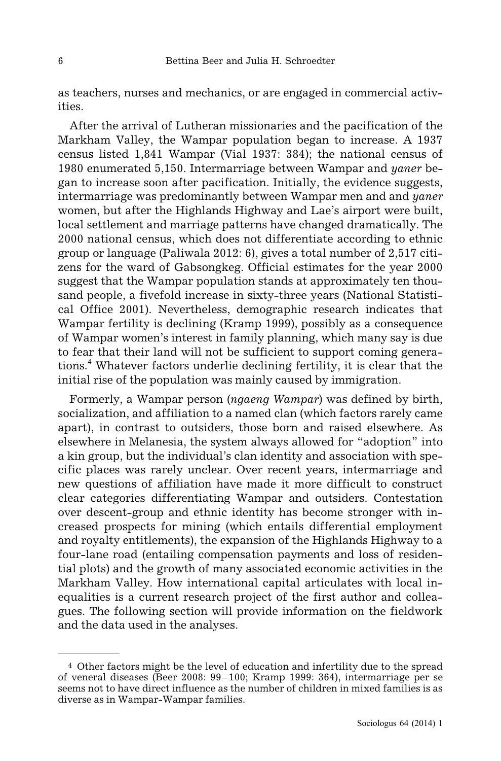as teachers, nurses and mechanics, or are engaged in commercial activities.

After the arrival of Lutheran missionaries and the pacification of the Markham Valley, the Wampar population began to increase. A 1937 census listed 1,841 Wampar (Vial 1937: 384); the national census of 1980 enumerated 5,150. Intermarriage between Wampar and *yaner* began to increase soon after pacification. Initially, the evidence suggests, intermarriage was predominantly between Wampar men and and *yaner* women, but after the Highlands Highway and Lae's airport were built, local settlement and marriage patterns have changed dramatically. The 2000 national census, which does not differentiate according to ethnic group or language (Paliwala 2012: 6), gives a total number of 2,517 citizens for the ward of Gabsongkeg. Official estimates for the year 2000 suggest that the Wampar population stands at approximately ten thousand people, a fivefold increase in sixty-three years (National Statistical Office 2001). Nevertheless, demographic research indicates that Wampar fertility is declining (Kramp 1999), possibly as a consequence of Wampar women's interest in family planning, which many say is due to fear that their land will not be sufficient to support coming generations.[4] Whatever factors underlie declining fertility, it is clear that the initial rise of the population was mainly caused by immigration.

Formerly, a Wampar person (*ngaeng Wampar*) was defined by birth, socialization, and affiliation to a named clan (which factors rarely came apart), in contrast to outsiders, those born and raised elsewhere. As elsewhere in Melanesia, the system always allowed for "adoption" into a kin group, but the individual's clan identity and association with specific places was rarely unclear. Over recent years, intermarriage and new questions of affiliation have made it more difficult to construct clear categories differentiating Wampar and outsiders. Contestation over descent-group and ethnic identity has become stronger with increased prospects for mining (which entails differential employment and royalty entitlements), the expansion of the Highlands Highway to a four-lane road (entailing compensation payments and loss of residential plots) and the growth of many associated economic activities in the Markham Valley. How international capital articulates with local inequalities is a current research project of the first author and colleagues. The following section will provide information on the fieldwork and the data used in the analyses.

---

[4] Other factors might be the level of education and infertility due to the spread of veneral diseases (Beer 2008: 99–100; Kramp 1999: 364), intermarriage per se seems not to have direct influence as the number of children in mixed families is as diverse as in Wampar-Wampar families.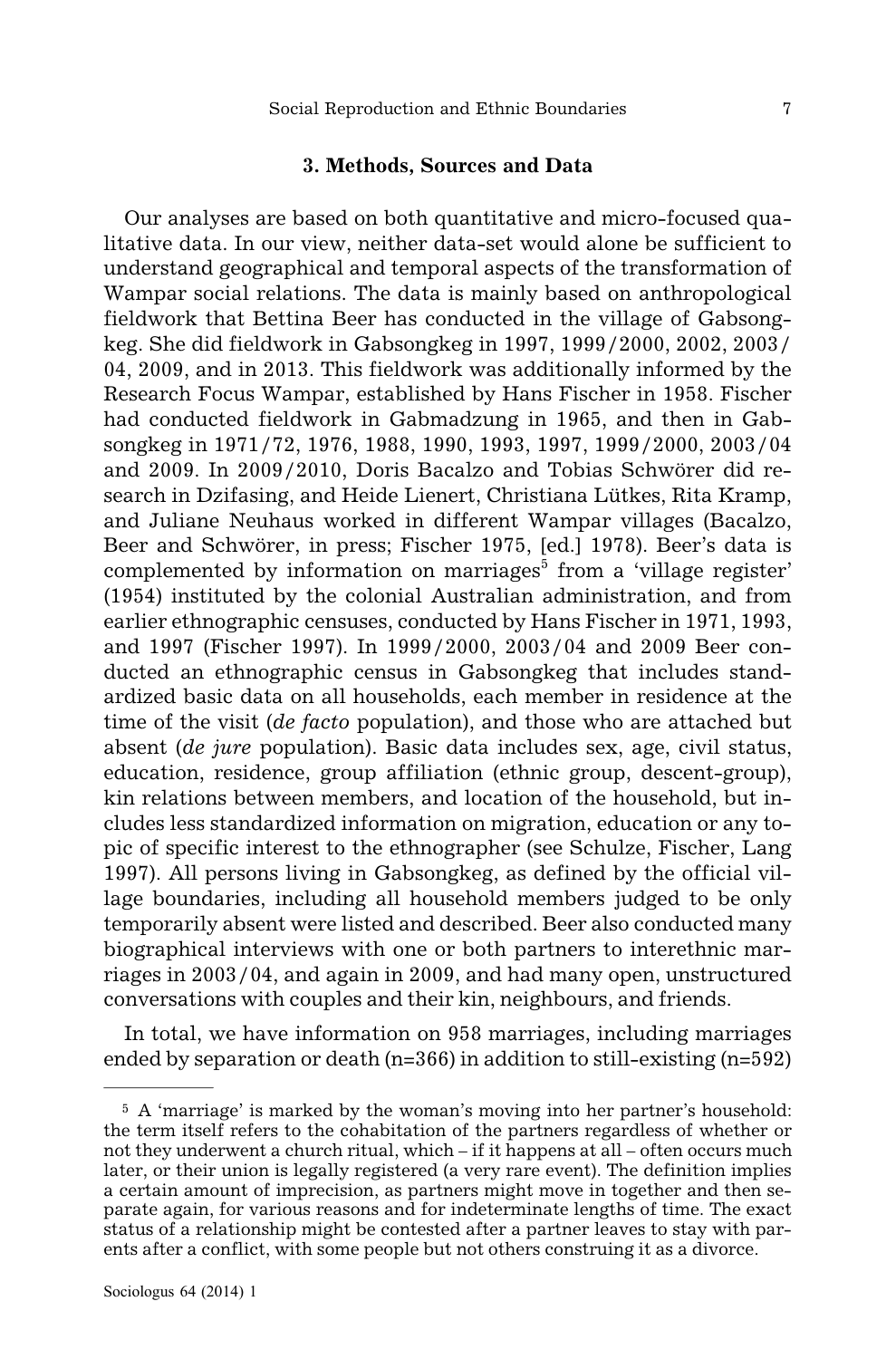## 3. Methods, Sources and Data

Our analyses are based on both quantitative and micro-focused qualitative data. In our view, neither data-set would alone be sufficient to understand geographical and temporal aspects of the transformation of Wampar social relations. The data is mainly based on anthropological fieldwork that Bettina Beer has conducted in the village of Gabsongkeg. She did fieldwork in Gabsongkeg in 1997, 1999/2000, 2002, 2003/04, 2009, and in 2013. This fieldwork was additionally informed by the Research Focus Wampar, established by Hans Fischer in 1958. Fischer had conducted fieldwork in Gabmadzung in 1965, and then in Gabsongkeg in 1971/72, 1976, 1988, 1990, 1993, 1997, 1999/2000, 2003/04 and 2009. In 2009/2010, Doris Bacalzo and Tobias Schwörer did research in Dzifasing, and Heide Lienert, Christiana Lütkes, Rita Kramp, and Juliane Neuhaus worked in different Wampar villages (Bacalzo, Beer and Schwörer, in press; Fischer 1975, [ed.] 1978). Beer's data is complemented by information on marriages[5] from a 'village register' (1954) instituted by the colonial Australian administration, and from earlier ethnographic censuses, conducted by Hans Fischer in 1971, 1993, and 1997 (Fischer 1997). In 1999/2000, 2003/04 and 2009 Beer conducted an ethnographic census in Gabsongkeg that includes standardized basic data on all households, each member in residence at the time of the visit (*de facto* population), and those who are attached but absent (*de jure* population). Basic data includes sex, age, civil status, education, residence, group affiliation (ethnic group, descent-group), kin relations between members, and location of the household, but includes less standardized information on migration, education or any topic of specific interest to the ethnographer (see Schulze, Fischer, Lang 1997). All persons living in Gabsongkeg, as defined by the official village boundaries, including all household members judged to be only temporarily absent were listed and described. Beer also conducted many biographical interviews with one or both partners to interethnic marriages in 2003/04, and again in 2009, and had many open, unstructured conversations with couples and their kin, neighbours, and friends.

In total, we have information on 958 marriages, including marriages ended by separation or death (n=366) in addition to still-existing (n=592)

---

[5] A 'marriage' is marked by the woman's moving into her partner's household: the term itself refers to the cohabitation of the partners regardless of whether or not they underwent a church ritual, which – if it happens at all – often occurs much later, or their union is legally registered (a very rare event). The definition implies a certain amount of imprecision, as partners might move in together and then separate again, for various reasons and for indeterminate lengths of time. The exact status of a relationship might be contested after a partner leaves to stay with parents after a conflict, with some people but not others construing it as a divorce.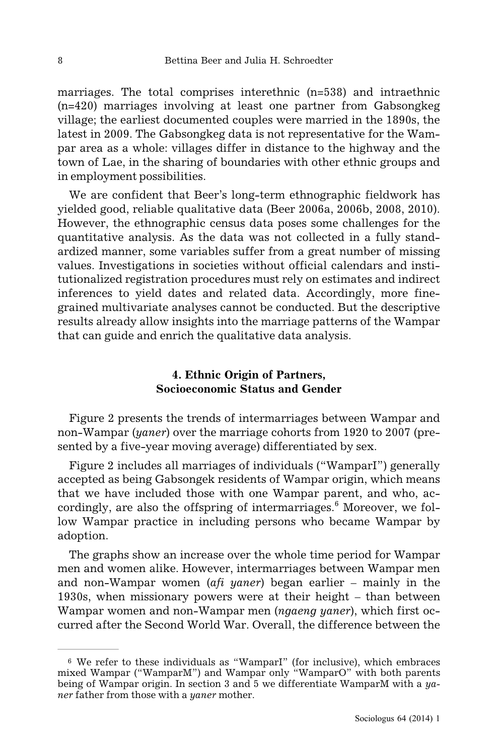marriages. The total comprises interethnic (n=538) and intraethnic (n=420) marriages involving at least one partner from Gabsongkeg village; the earliest documented couples were married in the 1890s, the latest in 2009. The Gabsongkeg data is not representative for the Wampar area as a whole: villages differ in distance to the highway and the town of Lae, in the sharing of boundaries with other ethnic groups and in employment possibilities.

We are confident that Beer's long-term ethnographic fieldwork has yielded good, reliable qualitative data (Beer 2006a, 2006b, 2008, 2010). However, the ethnographic census data poses some challenges for the quantitative analysis. As the data was not collected in a fully standardized manner, some variables suffer from a great number of missing values. Investigations in societies without official calendars and institutionalized registration procedures must rely on estimates and indirect inferences to yield dates and related data. Accordingly, more fine-grained multivariate analyses cannot be conducted. But the descriptive results already allow insights into the marriage patterns of the Wampar that can guide and enrich the qualitative data analysis.

## 4. Ethnic Origin of Partners, Socioeconomic Status and Gender

Figure 2 presents the trends of intermarriages between Wampar and non-Wampar (*yaner*) over the marriage cohorts from 1920 to 2007 (presented by a five-year moving average) differentiated by sex.

Figure 2 includes all marriages of individuals ("WamparI") generally accepted as being Gabsongek residents of Wampar origin, which means that we have included those with one Wampar parent, and who, accordingly, are also the offspring of intermarriages.[6] Moreover, we follow Wampar practice in including persons who became Wampar by adoption.

The graphs show an increase over the whole time period for Wampar men and women alike. However, intermarriages between Wampar men and non-Wampar women (*afi yaner*) began earlier – mainly in the 1930s, when missionary powers were at their height – than between Wampar women and non-Wampar men (*ngaeng yaner*), which first occurred after the Second World War. Overall, the difference between the

---

[6] We refer to these individuals as "WamparI" (for inclusive), which embraces mixed Wampar ("WamparM") and Wampar only "WamparO" with both parents being of Wampar origin. In section 3 and 5 we differentiate WamparM with a *yaner* father from those with a *yaner* mother.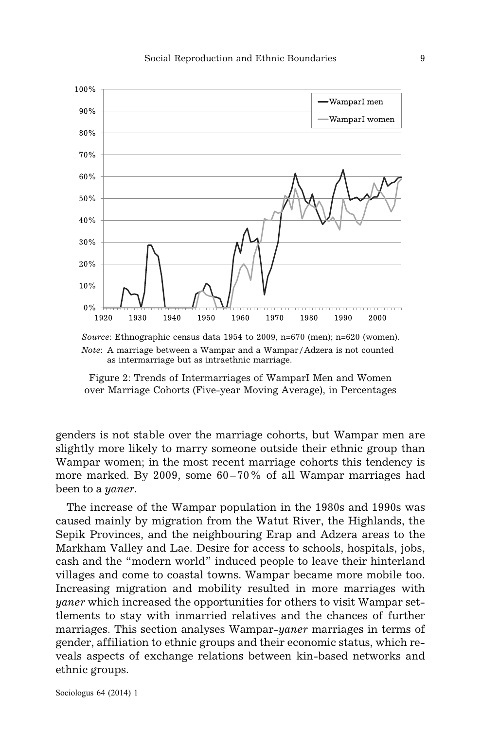Source: Ethnographic census data 1954 to 2009, n=670 (men); n=620 (women).

Note: A marriage between a Wampar and a Wampar/Adzera is not counted as intermarriage but as intraethnic marriage.

Figure 2: Trends of Intermarriages of WamparI Men and Women over Marriage Cohorts (Five-year Moving Average), in Percentages

genders is not stable over the marriage cohorts, but Wampar men are slightly more likely to marry someone outside their ethnic group than Wampar women; in the most recent marriage cohorts this tendency is more marked. By 2009, some 60–70 % of all Wampar marriages had been to a *yaner*.

The increase of the Wampar population in the 1980s and 1990s was caused mainly by migration from the Watut River, the Highlands, the Sepik Provinces, and the neighbouring Erap and Adzera areas to the Markham Valley and Lae. Desire for access to schools, hospitals, jobs, cash and the "modern world" induced people to leave their hinterland villages and come to coastal towns. Wampar became more mobile too. Increasing migration and mobility resulted in more marriages with *yaner* which increased the opportunities for others to visit Wampar settlements to stay with inmarried relatives and the chances of further marriages. This section analyses Wampar-*yaner* marriages in terms of gender, affiliation to ethnic groups and their economic status, which reveals aspects of exchange relations between kin-based networks and ethnic groups.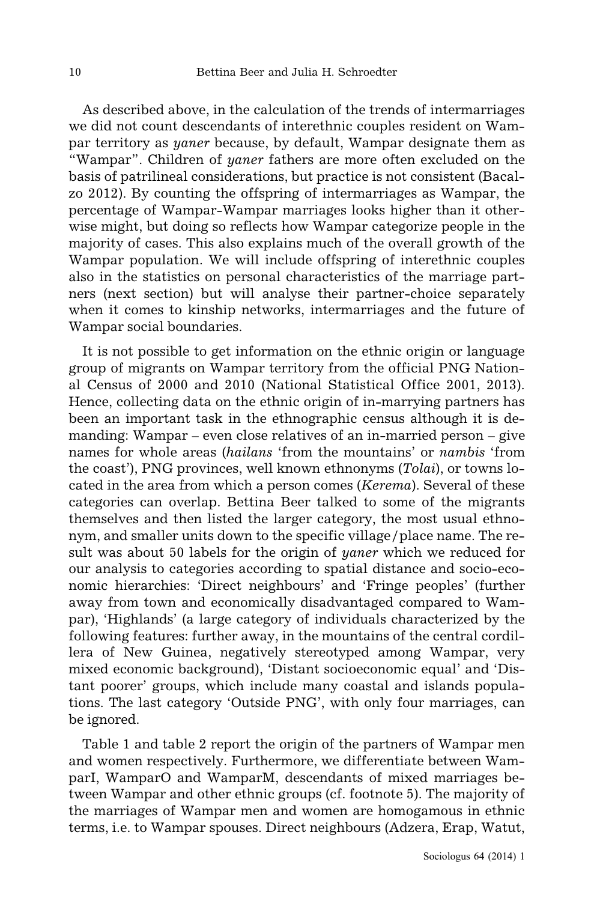As described above, in the calculation of the trends of intermarriages we did not count descendants of interethnic couples resident on Wampar territory as *yaner* because, by default, Wampar designate them as "Wampar". Children of *yaner* fathers are more often excluded on the basis of patrilineal considerations, but practice is not consistent (Bacalzo 2012). By counting the offspring of intermarriages as Wampar, the percentage of Wampar-Wampar marriages looks higher than it otherwise might, but doing so reflects how Wampar categorize people in the majority of cases. This also explains much of the overall growth of the Wampar population. We will include offspring of interethnic couples also in the statistics on personal characteristics of the marriage partners (next section) but will analyse their partner-choice separately when it comes to kinship networks, intermarriages and the future of Wampar social boundaries.

It is not possible to get information on the ethnic origin or language group of migrants on Wampar territory from the official PNG National Census of 2000 and 2010 (National Statistical Office 2001, 2013). Hence, collecting data on the ethnic origin of in-marrying partners has been an important task in the ethnographic census although it is demanding: Wampar – even close relatives of an in-married person – give names for whole areas (*hailans* 'from the mountains' or *nambis* 'from the coast'), PNG provinces, well known ethnonyms (*Tolai*), or towns located in the area from which a person comes (*Kerema*). Several of these categories can overlap. Bettina Beer talked to some of the migrants themselves and then listed the larger category, the most usual ethnonym, and smaller units down to the specific village/place name. The result was about 50 labels for the origin of *yaner* which we reduced for our analysis to categories according to spatial distance and socio-economic hierarchies: 'Direct neighbours' and 'Fringe peoples' (further away from town and economically disadvantaged compared to Wampar), 'Highlands' (a large category of individuals characterized by the following features: further away, in the mountains of the central cordillera of New Guinea, negatively stereotyped among Wampar, very mixed economic background), 'Distant socioeconomic equal' and 'Distant poorer' groups, which include many coastal and islands populations. The last category 'Outside PNG', with only four marriages, can be ignored.

Table 1 and table 2 report the origin of the partners of Wampar men and women respectively. Furthermore, we differentiate between WamparI, WamparO and WamparM, descendants of mixed marriages between Wampar and other ethnic groups (cf. footnote 5). The majority of the marriages of Wampar men and women are homogamous in ethnic terms, i.e. to Wampar spouses. Direct neighbours (Adzera, Erap, Watut,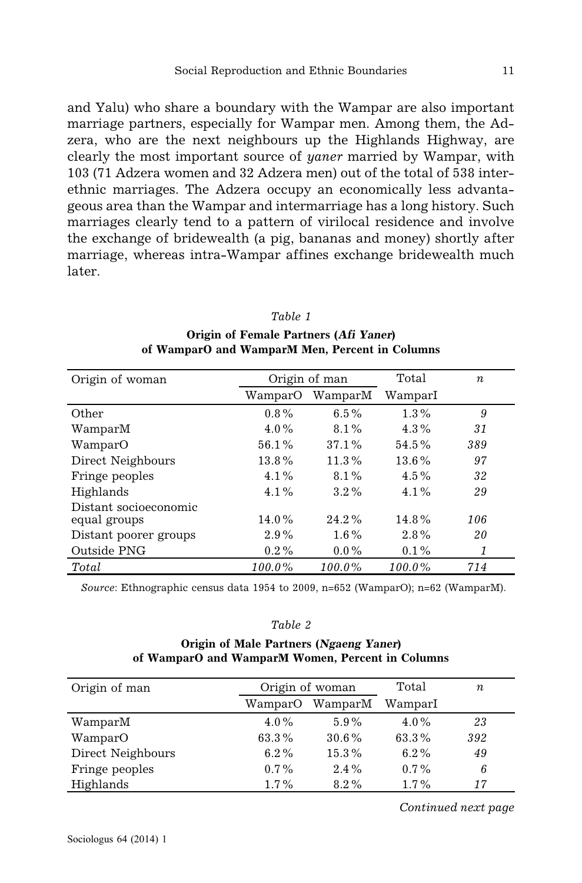and Yalu) who share a boundary with the Wampar are also important marriage partners, especially for Wampar men. Among them, the Adzera, who are the next neighbours up the Highlands Highway, are clearly the most important source of *yaner* married by Wampar, with 103 (71 Adzera women and 32 Adzera men) out of the total of 538 interethnic marriages. The Adzera occupy an economically less advantageous area than the Wampar and intermarriage has a long history. Such marriages clearly tend to a pattern of virilocal residence and involve the exchange of bridewealth (a pig, bananas and money) shortly after marriage, whereas intra-Wampar affines exchange bridewealth much later.

*Table 1*

**Origin of Female Partners (*Afi Yaner*) of WamparO and WamparM Men, Percent in Columns**

| Origin of woman | Origin of man | | Total | *n* |
|---|---|---|---|---|
| | WamparO | WamparM | WamparI | |
| Other | 0.8 % | 6.5 % | 1.3 % | *9* |
| WamparM | 4.0 % | 8.1 % | 4.3 % | *31* |
| WamparO | 56.1 % | 37.1 % | 54.5 % | *389* |
| Direct Neighbours | 13.8 % | 11.3 % | 13.6 % | *97* |
| Fringe peoples | 4.1 % | 8.1 % | 4.5 % | *32* |
| Highlands | 4.1 % | 3.2 % | 4.1 % | *29* |
| Distant socioeconomic equal groups | 14.0 % | 24.2 % | 14.8 % | *106* |
| Distant poorer groups | 2.9 % | 1.6 % | 2.8 % | *20* |
| Outside PNG | 0.2 % | 0.0 % | 0.1 % | *1* |
| *Total* | *100.0 %* | *100.0 %* | *100.0 %* | *714* |

*Source*: Ethnographic census data 1954 to 2009, n=652 (WamparO); n=62 (WamparM).

*Table 2*

**Origin of Male Partners (*Ngaeng Yaner*) of WamparO and WamparM Women, Percent in Columns**

| Origin of man | Origin of woman | | Total | *n* |
|---|---|---|---|---|
| | WamparO | WamparM | WamparI | |
| WamparM | 4.0 % | 5.9 % | 4.0 % | *23* |
| WamparO | 63.3 % | 30.6 % | 63.3 % | *392* |
| Direct Neighbours | 6.2 % | 15.3 % | 6.2 % | *49* |
| Fringe peoples | 0.7 % | 2.4 % | 0.7 % | *6* |
| Highlands | 1.7 % | 8.2 % | 1.7 % | *17* |

*Continued next page*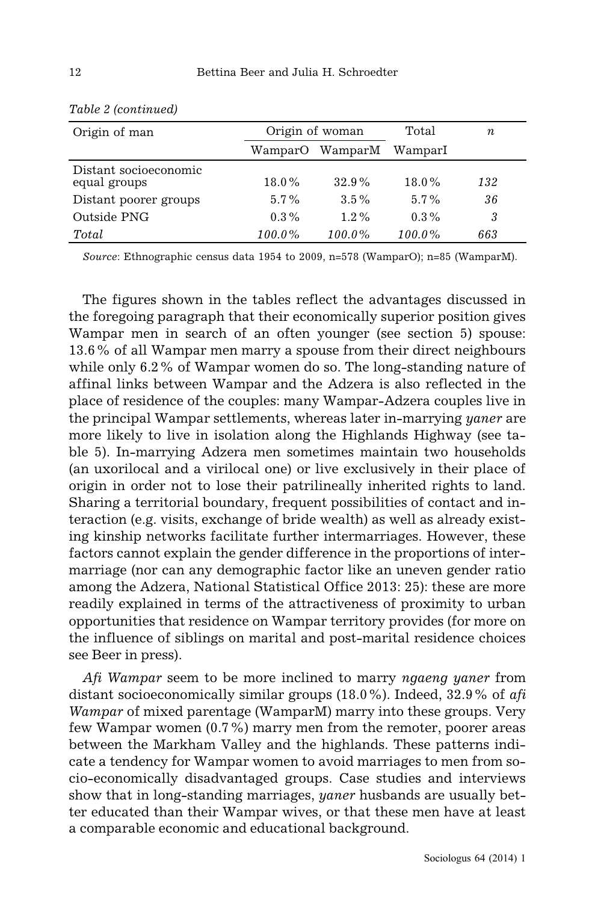*Table 2 (continued)*

| Origin of man | Origin of woman | | Total | *n* |
|---|---|---|---|---|
| | WamparO | WamparM | WamparI | |
| Distant socioeconomic equal groups | 18.0 % | 32.9 % | 18.0 % | *132* |
| Distant poorer groups | 5.7 % | 3.5 % | 5.7 % | *36* |
| Outside PNG | 0.3 % | 1.2 % | 0.3 % | *3* |
| *Total* | *100.0 %* | *100.0 %* | *100.0 %* | *663* |

*Source*: Ethnographic census data 1954 to 2009, n=578 (WamparO); n=85 (WamparM).

The figures shown in the tables reflect the advantages discussed in the foregoing paragraph that their economically superior position gives Wampar men in search of an often younger (see section 5) spouse: 13.6 % of all Wampar men marry a spouse from their direct neighbours while only 6.2 % of Wampar women do so. The long-standing nature of affinal links between Wampar and the Adzera is also reflected in the place of residence of the couples: many Wampar-Adzera couples live in the principal Wampar settlements, whereas later in-marrying *yaner* are more likely to live in isolation along the Highlands Highway (see table 5). In-marrying Adzera men sometimes maintain two households (an uxorilocal and a virilocal one) or live exclusively in their place of origin in order not to lose their patrilineally inherited rights to land. Sharing a territorial boundary, frequent possibilities of contact and interaction (e.g. visits, exchange of bride wealth) as well as already existing kinship networks facilitate further intermarriages. However, these factors cannot explain the gender difference in the proportions of intermarriage (nor can any demographic factor like an uneven gender ratio among the Adzera, National Statistical Office 2013: 25): these are more readily explained in terms of the attractiveness of proximity to urban opportunities that residence on Wampar territory provides (for more on the influence of siblings on marital and post-marital residence choices see Beer in press).

*Afi Wampar* seem to be more inclined to marry *ngaeng yaner* from distant socioeconomically similar groups (18.0 %). Indeed, 32.9 % of *afi Wampar* of mixed parentage (WamparM) marry into these groups. Very few Wampar women (0.7 %) marry men from the remoter, poorer areas between the Markham Valley and the highlands. These patterns indicate a tendency for Wampar women to avoid marriages to men from socio-economically disadvantaged groups. Case studies and interviews show that in long-standing marriages, *yaner* husbands are usually better educated than their Wampar wives, or that these men have at least a comparable economic and educational background.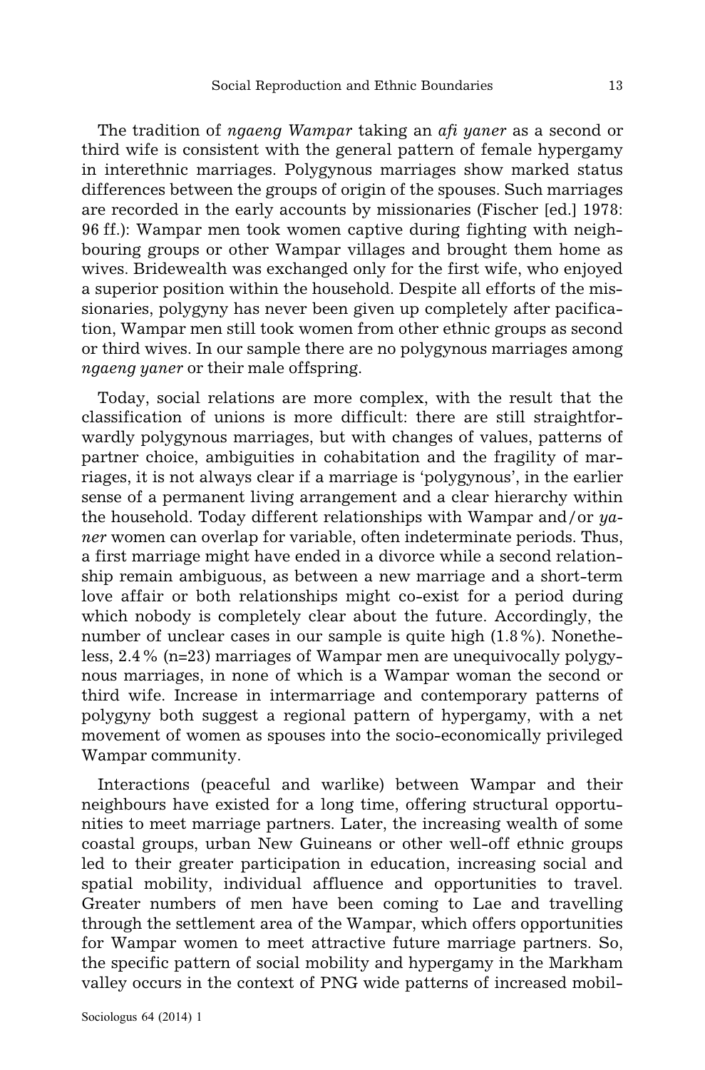The tradition of *ngaeng Wampar* taking an *afi yaner* as a second or third wife is consistent with the general pattern of female hypergamy in interethnic marriages. Polygynous marriages show marked status differences between the groups of origin of the spouses. Such marriages are recorded in the early accounts by missionaries (Fischer [ed.] 1978: 96 ff.): Wampar men took women captive during fighting with neighbouring groups or other Wampar villages and brought them home as wives. Bridewealth was exchanged only for the first wife, who enjoyed a superior position within the household. Despite all efforts of the missionaries, polygyny has never been given up completely after pacification, Wampar men still took women from other ethnic groups as second or third wives. In our sample there are no polygynous marriages among *ngaeng yaner* or their male offspring.

Today, social relations are more complex, with the result that the classification of unions is more difficult: there are still straightforwardly polygynous marriages, but with changes of values, patterns of partner choice, ambiguities in cohabitation and the fragility of marriages, it is not always clear if a marriage is 'polygynous', in the earlier sense of a permanent living arrangement and a clear hierarchy within the household. Today different relationships with Wampar and/or *yaner* women can overlap for variable, often indeterminate periods. Thus, a first marriage might have ended in a divorce while a second relationship remain ambiguous, as between a new marriage and a short-term love affair or both relationships might co-exist for a period during which nobody is completely clear about the future. Accordingly, the number of unclear cases in our sample is quite high (1.8 %). Nonetheless, 2.4 % (n=23) marriages of Wampar men are unequivocally polygynous marriages, in none of which is a Wampar woman the second or third wife. Increase in intermarriage and contemporary patterns of polygyny both suggest a regional pattern of hypergamy, with a net movement of women as spouses into the socio-economically privileged Wampar community.

Interactions (peaceful and warlike) between Wampar and their neighbours have existed for a long time, offering structural opportunities to meet marriage partners. Later, the increasing wealth of some coastal groups, urban New Guineans or other well-off ethnic groups led to their greater participation in education, increasing social and spatial mobility, individual affluence and opportunities to travel. Greater numbers of men have been coming to Lae and travelling through the settlement area of the Wampar, which offers opportunities for Wampar women to meet attractive future marriage partners. So, the specific pattern of social mobility and hypergamy in the Markham valley occurs in the context of PNG wide patterns of increased mobil-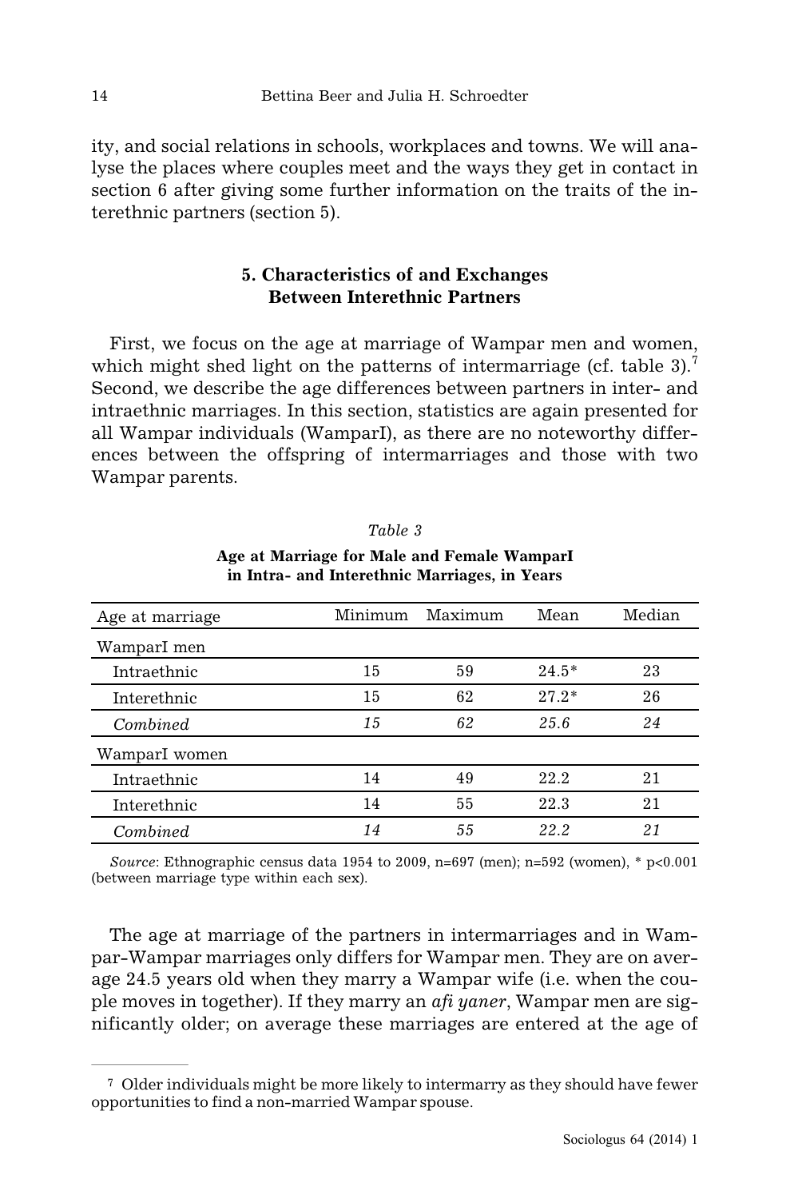ity, and social relations in schools, workplaces and towns. We will analyse the places where couples meet and the ways they get in contact in section 6 after giving some further information on the traits of the interethnic partners (section 5).

## 5. Characteristics of and Exchanges Between Interethnic Partners

First, we focus on the age at marriage of Wampar men and women, which might shed light on the patterns of intermarriage (cf. table 3).[7] Second, we describe the age differences between partners in inter- and intraethnic marriages. In this section, statistics are again presented for all Wampar individuals (WamparI), as there are no noteworthy differences between the offspring of intermarriages and those with two Wampar parents.

*Table 3*

**Age at Marriage for Male and Female WamparI in Intra- and Interethnic Marriages, in Years**

| Age at marriage | Minimum | Maximum | Mean | Median |
|---|---|---|---|---|
| WamparI men | | | | |
| Intraethnic | 15 | 59 | 24.5* | 23 |
| Interethnic | 15 | 62 | 27.2* | 26 |
| *Combined* | *15* | *62* | *25.6* | *24* |
| WamparI women | | | | |
| Intraethnic | 14 | 49 | 22.2 | 21 |
| Interethnic | 14 | 55 | 22.3 | 21 |
| *Combined* | *14* | *55* | *22.2* | *21* |

*Source*: Ethnographic census data 1954 to 2009, n=697 (men); n=592 (women), * $p<0.001$ (between marriage type within each sex).

The age at marriage of the partners in intermarriages and in Wampar-Wampar marriages only differs for Wampar men. They are on average 24.5 years old when they marry a Wampar wife (i.e. when the couple moves in together). If they marry an *afi yaner*, Wampar men are significantly older; on average these marriages are entered at the age of

[7] Older individuals might be more likely to intermarry as they should have fewer opportunities to find a non-married Wampar spouse.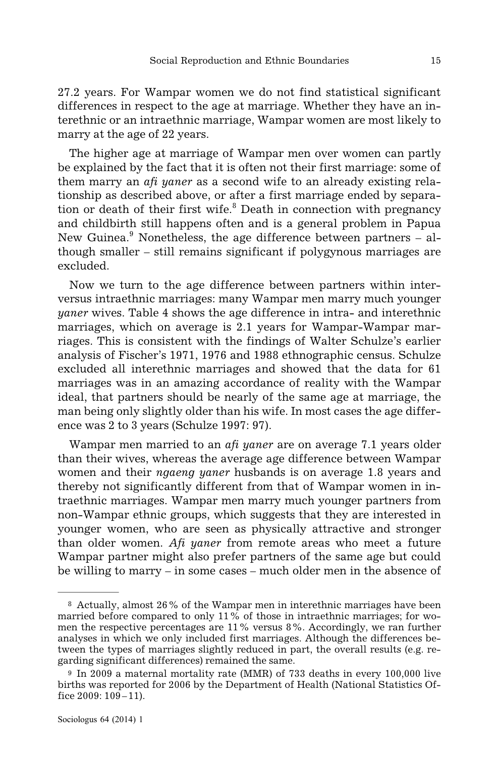27.2 years. For Wampar women we do not find statistical significant differences in respect to the age at marriage. Whether they have an interethnic or an intraethnic marriage, Wampar women are most likely to marry at the age of 22 years.

The higher age at marriage of Wampar men over women can partly be explained by the fact that it is often not their first marriage: some of them marry an *afi yaner* as a second wife to an already existing relationship as described above, or after a first marriage ended by separation or death of their first wife.[8] Death in connection with pregnancy and childbirth still happens often and is a general problem in Papua New Guinea.[9] Nonetheless, the age difference between partners – although smaller – still remains significant if polygynous marriages are excluded.

Now we turn to the age difference between partners within inter- versus intraethnic marriages: many Wampar men marry much younger *yaner* wives. Table 4 shows the age difference in intra- and interethnic marriages, which on average is 2.1 years for Wampar-Wampar marriages. This is consistent with the findings of Walter Schulze's earlier analysis of Fischer's 1971, 1976 and 1988 ethnographic census. Schulze excluded all interethnic marriages and showed that the data for 61 marriages was in an amazing accordance of reality with the Wampar ideal, that partners should be nearly of the same age at marriage, the man being only slightly older than his wife. In most cases the age difference was 2 to 3 years (Schulze 1997: 97).

Wampar men married to an *afi yaner* are on average 7.1 years older than their wives, whereas the average age difference between Wampar women and their *ngaeng yaner* husbands is on average 1.8 years and thereby not significantly different from that of Wampar women in intraethnic marriages. Wampar men marry much younger partners from non-Wampar ethnic groups, which suggests that they are interested in younger women, who are seen as physically attractive and stronger than older women. *Afi yaner* from remote areas who meet a future Wampar partner might also prefer partners of the same age but could be willing to marry – in some cases – much older men in the absence of

---

[8] Actually, almost 26 % of the Wampar men in interethnic marriages have been married before compared to only 11 % of those in intraethnic marriages; for women the respective percentages are 11 % versus 8 %. Accordingly, we ran further analyses in which we only included first marriages. Although the differences between the types of marriages slightly reduced in part, the overall results (e.g. regarding significant differences) remained the same.

[9] In 2009 a maternal mortality rate (MMR) of 733 deaths in every 100,000 live births was reported for 2006 by the Department of Health (National Statistics Office 2009: 109–11).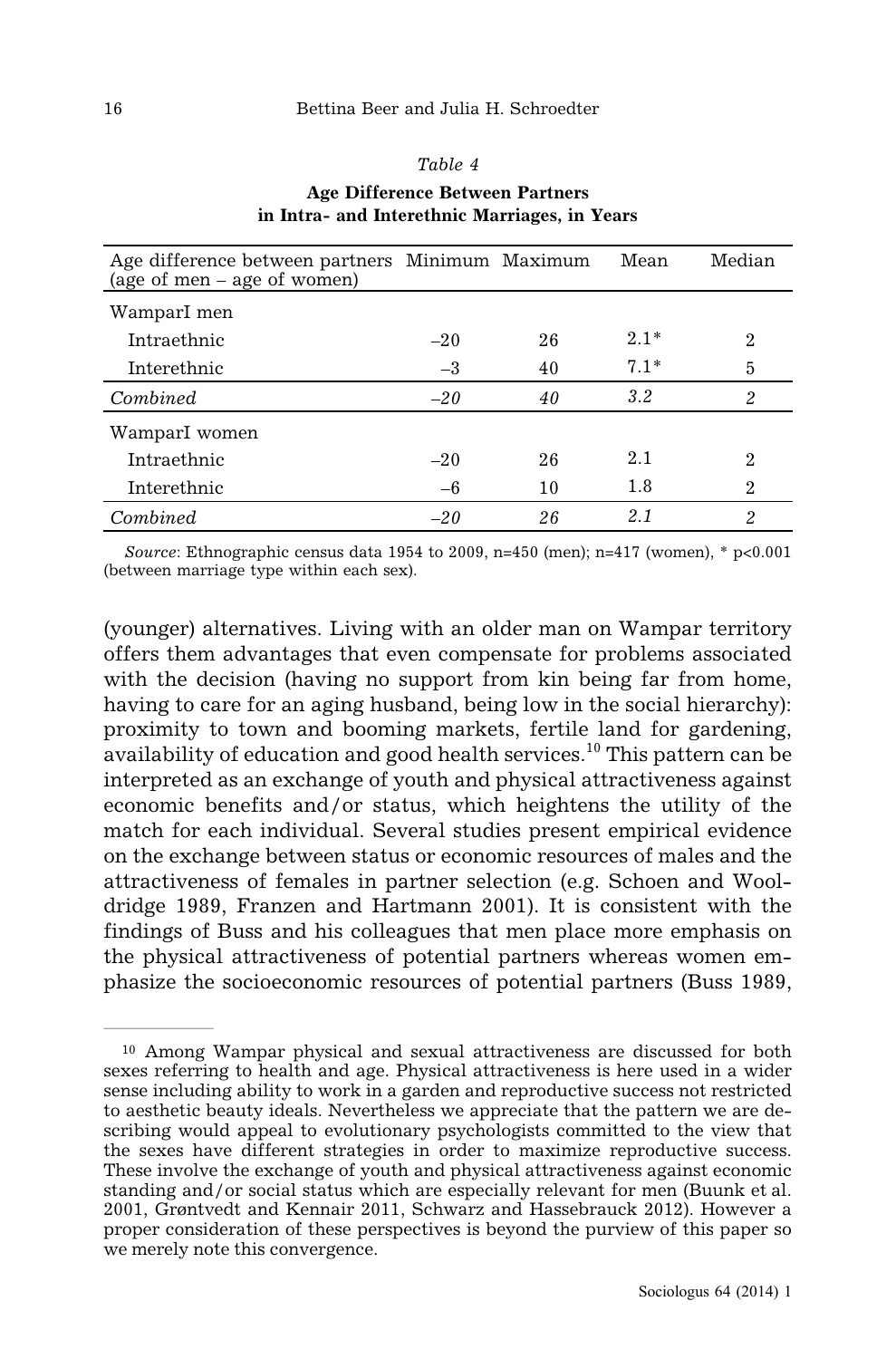*Table 4*

**Age Difference Between Partners in Intra- and Interethnic Marriages, in Years**

| Age difference between partners (age of men – age of women) | Minimum | Maximum | Mean | Median |
|---|---|---|---|---|
| WamparI men | | | | |
| Intraethnic | –20 | 26 | 2.1* | 2 |
| Interethnic | –3 | 40 | 7.1* | 5 |
| *Combined* | *–20* | *40* | *3.2* | *2* |
| WamparI women | | | | |
| Intraethnic | –20 | 26 | 2.1 | 2 |
| Interethnic | –6 | 10 | 1.8 | 2 |
| *Combined* | *–20* | *26* | *2.1* | *2* |

*Source*: Ethnographic census data 1954 to 2009, n=450 (men); n=417 (women), * $p<0.001$ (between marriage type within each sex).

(younger) alternatives. Living with an older man on Wampar territory offers them advantages that even compensate for problems associated with the decision (having no support from kin being far from home, having to care for an aging husband, being low in the social hierarchy): proximity to town and booming markets, fertile land for gardening, availability of education and good health services.[10] This pattern can be interpreted as an exchange of youth and physical attractiveness against economic benefits and/or status, which heightens the utility of the match for each individual. Several studies present empirical evidence on the exchange between status or economic resources of males and the attractiveness of females in partner selection (e.g. Schoen and Wooldridge 1989, Franzen and Hartmann 2001). It is consistent with the findings of Buss and his colleagues that men place more emphasis on the physical attractiveness of potential partners whereas women emphasize the socioeconomic resources of potential partners (Buss 1989,

---

[10] Among Wampar physical and sexual attractiveness are discussed for both sexes referring to health and age. Physical attractiveness is here used in a wider sense including ability to work in a garden and reproductive success not restricted to aesthetic beauty ideals. Nevertheless we appreciate that the pattern we are describing would appeal to evolutionary psychologists committed to the view that the sexes have different strategies in order to maximize reproductive success. These involve the exchange of youth and physical attractiveness against economic standing and/or social status which are especially relevant for men (Buunk et al. 2001, Grøntvedt and Kennair 2011, Schwarz and Hassebrauck 2012). However a proper consideration of these perspectives is beyond the purview of this paper so we merely note this convergence.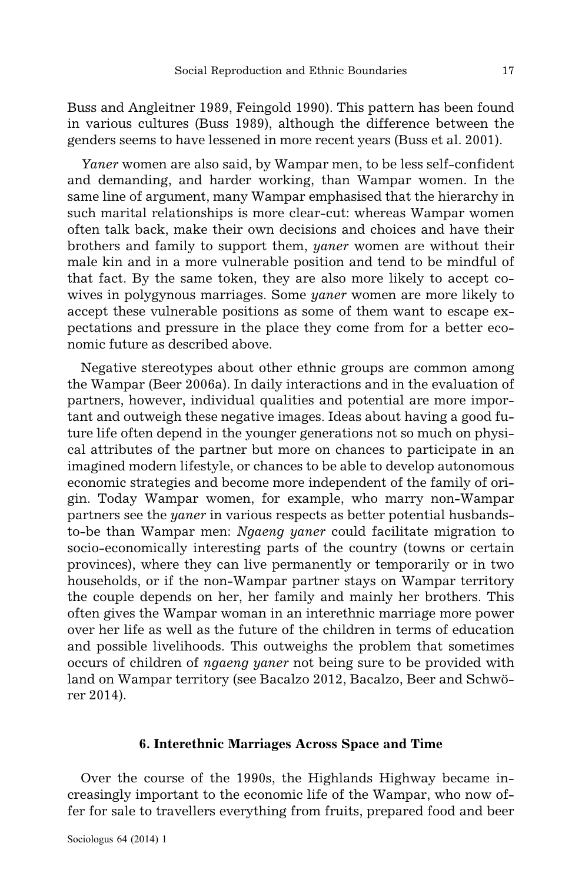Buss and Angleitner 1989, Feingold 1990). This pattern has been found in various cultures (Buss 1989), although the difference between the genders seems to have lessened in more recent years (Buss et al. 2001).

*Yaner* women are also said, by Wampar men, to be less self-confident and demanding, and harder working, than Wampar women. In the same line of argument, many Wampar emphasised that the hierarchy in such marital relationships is more clear-cut: whereas Wampar women often talk back, make their own decisions and choices and have their brothers and family to support them, *yaner* women are without their male kin and in a more vulnerable position and tend to be mindful of that fact. By the same token, they are also more likely to accept co-wives in polygynous marriages. Some *yaner* women are more likely to accept these vulnerable positions as some of them want to escape expectations and pressure in the place they come from for a better economic future as described above.

Negative stereotypes about other ethnic groups are common among the Wampar (Beer 2006a). In daily interactions and in the evaluation of partners, however, individual qualities and potential are more important and outweigh these negative images. Ideas about having a good future life often depend in the younger generations not so much on physical attributes of the partner but more on chances to participate in an imagined modern lifestyle, or chances to be able to develop autonomous economic strategies and become more independent of the family of origin. Today Wampar women, for example, who marry non-Wampar partners see the *yaner* in various respects as better potential husbands-to-be than Wampar men: *Ngaeng yaner* could facilitate migration to socio-economically interesting parts of the country (towns or certain provinces), where they can live permanently or temporarily or in two households, or if the non-Wampar partner stays on Wampar territory the couple depends on her, her family and mainly her brothers. This often gives the Wampar woman in an interethnic marriage more power over her life as well as the future of the children in terms of education and possible livelihoods. This outweighs the problem that sometimes occurs of children of *ngaeng yaner* not being sure to be provided with land on Wampar territory (see Bacalzo 2012, Bacalzo, Beer and Schwörer 2014).

## 6. Interethnic Marriages Across Space and Time

Over the course of the 1990s, the Highlands Highway became increasingly important to the economic life of the Wampar, who now offer for sale to travellers everything from fruits, prepared food and beer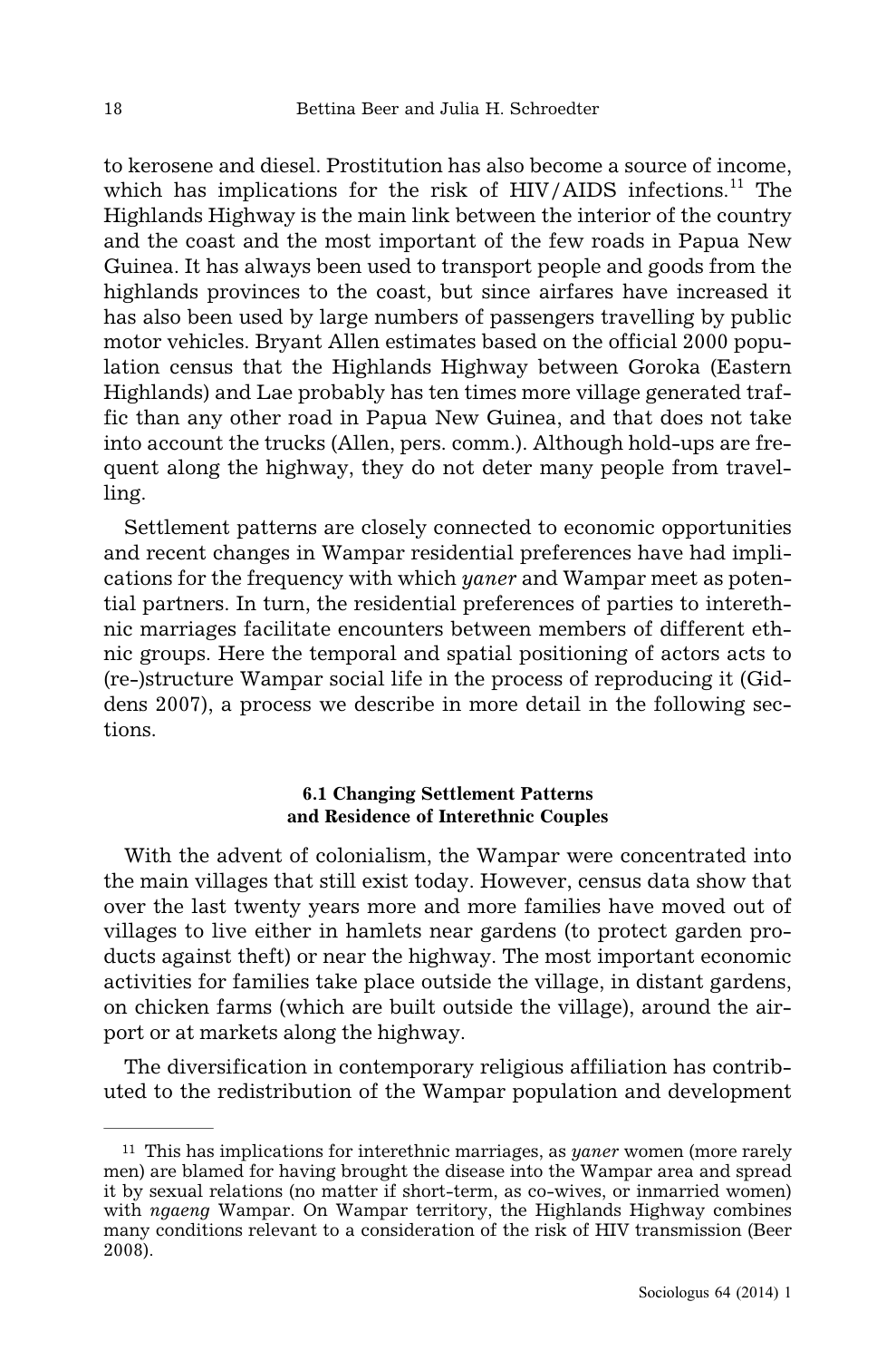to kerosene and diesel. Prostitution has also become a source of income, which has implications for the risk of HIV/AIDS infections.[11] The Highlands Highway is the main link between the interior of the country and the coast and the most important of the few roads in Papua New Guinea. It has always been used to transport people and goods from the highlands provinces to the coast, but since airfares have increased it has also been used by large numbers of passengers travelling by public motor vehicles. Bryant Allen estimates based on the official 2000 population census that the Highlands Highway between Goroka (Eastern Highlands) and Lae probably has ten times more village generated traffic than any other road in Papua New Guinea, and that does not take into account the trucks (Allen, pers. comm.). Although hold-ups are frequent along the highway, they do not deter many people from travelling.

Settlement patterns are closely connected to economic opportunities and recent changes in Wampar residential preferences have had implications for the frequency with which *yaner* and Wampar meet as potential partners. In turn, the residential preferences of parties to interethnic marriages facilitate encounters between members of different ethnic groups. Here the temporal and spatial positioning of actors acts to (re-)structure Wampar social life in the process of reproducing it (Giddens 2007), a process we describe in more detail in the following sections.

### 6.1 Changing Settlement Patterns and Residence of Interethnic Couples

With the advent of colonialism, the Wampar were concentrated into the main villages that still exist today. However, census data show that over the last twenty years more and more families have moved out of villages to live either in hamlets near gardens (to protect garden products against theft) or near the highway. The most important economic activities for families take place outside the village, in distant gardens, on chicken farms (which are built outside the village), around the airport or at markets along the highway.

The diversification in contemporary religious affiliation has contributed to the redistribution of the Wampar population and development

---

[11] This has implications for interethnic marriages, as *yaner* women (more rarely men) are blamed for having brought the disease into the Wampar area and spread it by sexual relations (no matter if short-term, as co-wives, or inmarried women) with *ngaeng* Wampar. On Wampar territory, the Highlands Highway combines many conditions relevant to a consideration of the risk of HIV transmission (Beer 2008).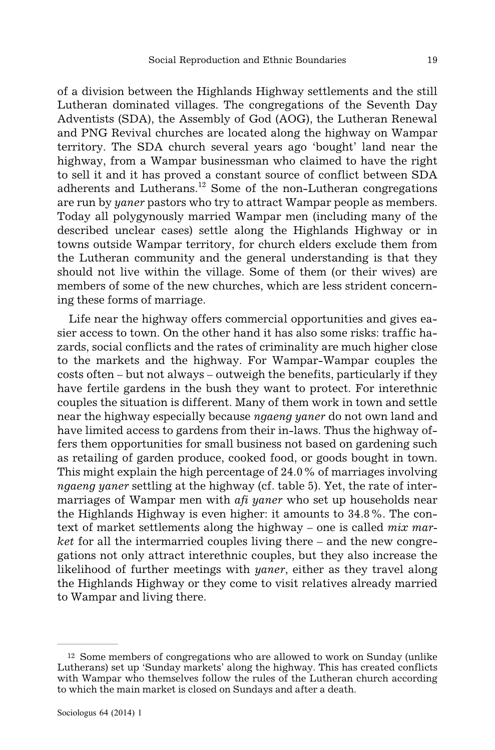of a division between the Highlands Highway settlements and the still Lutheran dominated villages. The congregations of the Seventh Day Adventists (SDA), the Assembly of God (AOG), the Lutheran Renewal and PNG Revival churches are located along the highway on Wampar territory. The SDA church several years ago 'bought' land near the highway, from a Wampar businessman who claimed to have the right to sell it and it has proved a constant source of conflict between SDA adherents and Lutherans.[12] Some of the non-Lutheran congregations are run by *yaner* pastors who try to attract Wampar people as members. Today all polygynously married Wampar men (including many of the described unclear cases) settle along the Highlands Highway or in towns outside Wampar territory, for church elders exclude them from the Lutheran community and the general understanding is that they should not live within the village. Some of them (or their wives) are members of some of the new churches, which are less strident concerning these forms of marriage.

Life near the highway offers commercial opportunities and gives easier access to town. On the other hand it has also some risks: traffic hazards, social conflicts and the rates of criminality are much higher close to the markets and the highway. For Wampar-Wampar couples the costs often – but not always – outweigh the benefits, particularly if they have fertile gardens in the bush they want to protect. For interethnic couples the situation is different. Many of them work in town and settle near the highway especially because *ngaeng yaner* do not own land and have limited access to gardens from their in-laws. Thus the highway offers them opportunities for small business not based on gardening such as retailing of garden produce, cooked food, or goods bought in town. This might explain the high percentage of 24.0 % of marriages involving *ngaeng yaner* settling at the highway (cf. table 5). Yet, the rate of intermarriages of Wampar men with *afi yaner* who set up households near the Highlands Highway is even higher: it amounts to 34.8 %. The context of market settlements along the highway – one is called *mix market* for all the intermarried couples living there – and the new congregations not only attract interethnic couples, but they also increase the likelihood of further meetings with *yaner*, either as they travel along the Highlands Highway or they come to visit relatives already married to Wampar and living there.

---

[12] Some members of congregations who are allowed to work on Sunday (unlike Lutherans) set up 'Sunday markets' along the highway. This has created conflicts with Wampar who themselves follow the rules of the Lutheran church according to which the main market is closed on Sundays and after a death.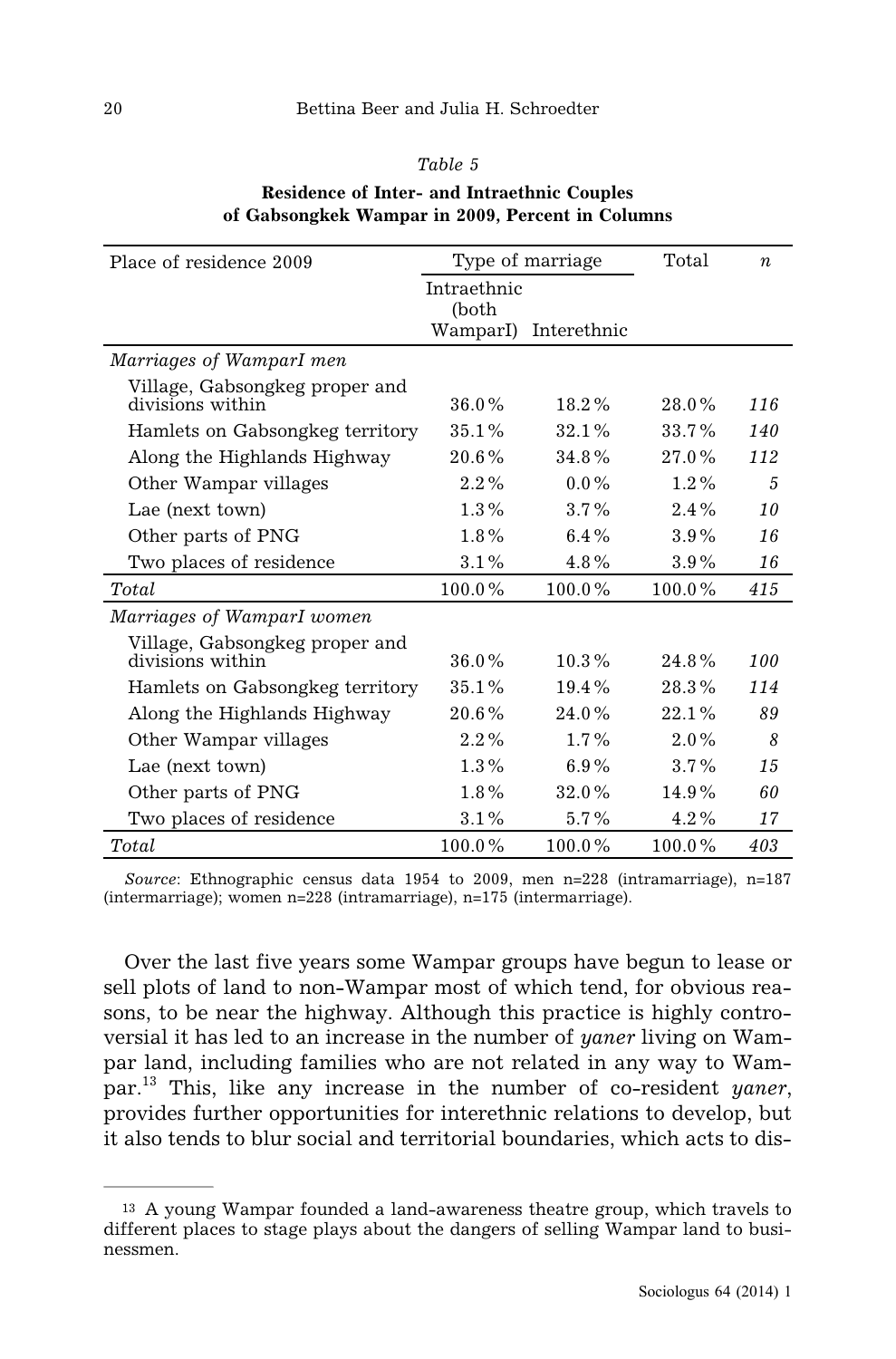*Table 5*

**Residence of Inter- and Intraethnic Couples of Gabsongkek Wampar in 2009, Percent in Columns**

| Place of residence 2009 | Type of marriage | | Total | *n* |
|---|---|---|---|---|
| | Intraethnic (both WamparI) | Interethnic | | |
| *Marriages of WamparI men* | | | | |
| Village, Gabsongkeg proper and divisions within | 36.0 % | 18.2 % | 28.0 % | *116* |
| Hamlets on Gabsongkeg territory | 35.1 % | 32.1 % | 33.7 % | *140* |
| Along the Highlands Highway | 20.6 % | 34.8 % | 27.0 % | *112* |
| Other Wampar villages | 2.2 % | 0.0 % | 1.2 % | *5* |
| Lae (next town) | 1.3 % | 3.7 % | 2.4 % | *10* |
| Other parts of PNG | 1.8 % | 6.4 % | 3.9 % | *16* |
| Two places of residence | 3.1 % | 4.8 % | 3.9 % | *16* |
| *Total* | 100.0 % | 100.0 % | 100.0 % | *415* |
| *Marriages of WamparI women* | | | | |
| Village, Gabsongkeg proper and divisions within | 36.0 % | 10.3 % | 24.8 % | *100* |
| Hamlets on Gabsongkeg territory | 35.1 % | 19.4 % | 28.3 % | *114* |
| Along the Highlands Highway | 20.6 % | 24.0 % | 22.1 % | *89* |
| Other Wampar villages | 2.2 % | 1.7 % | 2.0 % | *8* |
| Lae (next town) | 1.3 % | 6.9 % | 3.7 % | *15* |
| Other parts of PNG | 1.8 % | 32.0 % | 14.9 % | *60* |
| Two places of residence | 3.1 % | 5.7 % | 4.2 % | *17* |
| *Total* | 100.0 % | 100.0 % | 100.0 % | *403* |

*Source*: Ethnographic census data 1954 to 2009, men n=228 (intramarriage), n=187 (intermarriage); women n=228 (intramarriage), n=175 (intermarriage).

Over the last five years some Wampar groups have begun to lease or sell plots of land to non-Wampar most of which tend, for obvious reasons, to be near the highway. Although this practice is highly controversial it has led to an increase in the number of *yaner* living on Wampar land, including families who are not related in any way to Wampar.[13] This, like any increase in the number of co-resident *yaner*, provides further opportunities for interethnic relations to develop, but it also tends to blur social and territorial boundaries, which acts to dis-

[13] A young Wampar founded a land-awareness theatre group, which travels to different places to stage plays about the dangers of selling Wampar land to businessmen.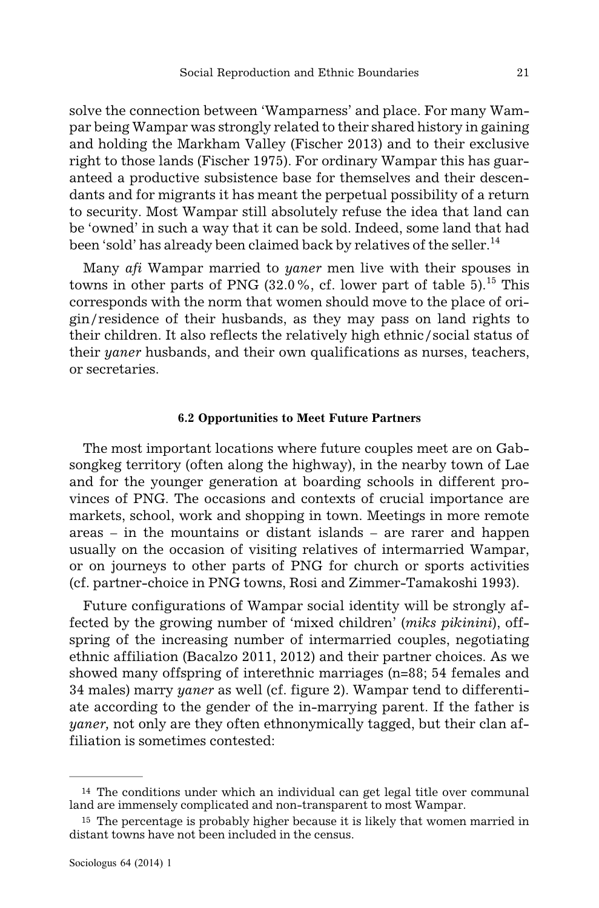solve the connection between 'Wamparness' and place. For many Wampar being Wampar was strongly related to their shared history in gaining and holding the Markham Valley (Fischer 2013) and to their exclusive right to those lands (Fischer 1975). For ordinary Wampar this has guaranteed a productive subsistence base for themselves and their descendants and for migrants it has meant the perpetual possibility of a return to security. Most Wampar still absolutely refuse the idea that land can be 'owned' in such a way that it can be sold. Indeed, some land that had been 'sold' has already been claimed back by relatives of the seller.[14]

Many *afi* Wampar married to *yaner* men live with their spouses in towns in other parts of PNG (32.0 %, cf. lower part of table 5).[15] This corresponds with the norm that women should move to the place of origin/residence of their husbands, as they may pass on land rights to their children. It also reflects the relatively high ethnic/social status of their *yaner* husbands, and their own qualifications as nurses, teachers, or secretaries.

### 6.2 Opportunities to Meet Future Partners

The most important locations where future couples meet are on Gabsongkeg territory (often along the highway), in the nearby town of Lae and for the younger generation at boarding schools in different provinces of PNG. The occasions and contexts of crucial importance are markets, school, work and shopping in town. Meetings in more remote areas – in the mountains or distant islands – are rarer and happen usually on the occasion of visiting relatives of intermarried Wampar, or on journeys to other parts of PNG for church or sports activities (cf. partner-choice in PNG towns, Rosi and Zimmer-Tamakoshi 1993).

Future configurations of Wampar social identity will be strongly affected by the growing number of 'mixed children' (*miks pikinini*), offspring of the increasing number of intermarried couples, negotiating ethnic affiliation (Bacalzo 2011, 2012) and their partner choices. As we showed many offspring of interethnic marriages (n=88; 54 females and 34 males) marry *yaner* as well (cf. figure 2). Wampar tend to differentiate according to the gender of the in-marrying parent. If the father is *yaner,* not only are they often ethnonymically tagged, but their clan affiliation is sometimes contested:

---

[14] The conditions under which an individual can get legal title over communal land are immensely complicated and non-transparent to most Wampar.

[15] The percentage is probably higher because it is likely that women married in distant towns have not been included in the census.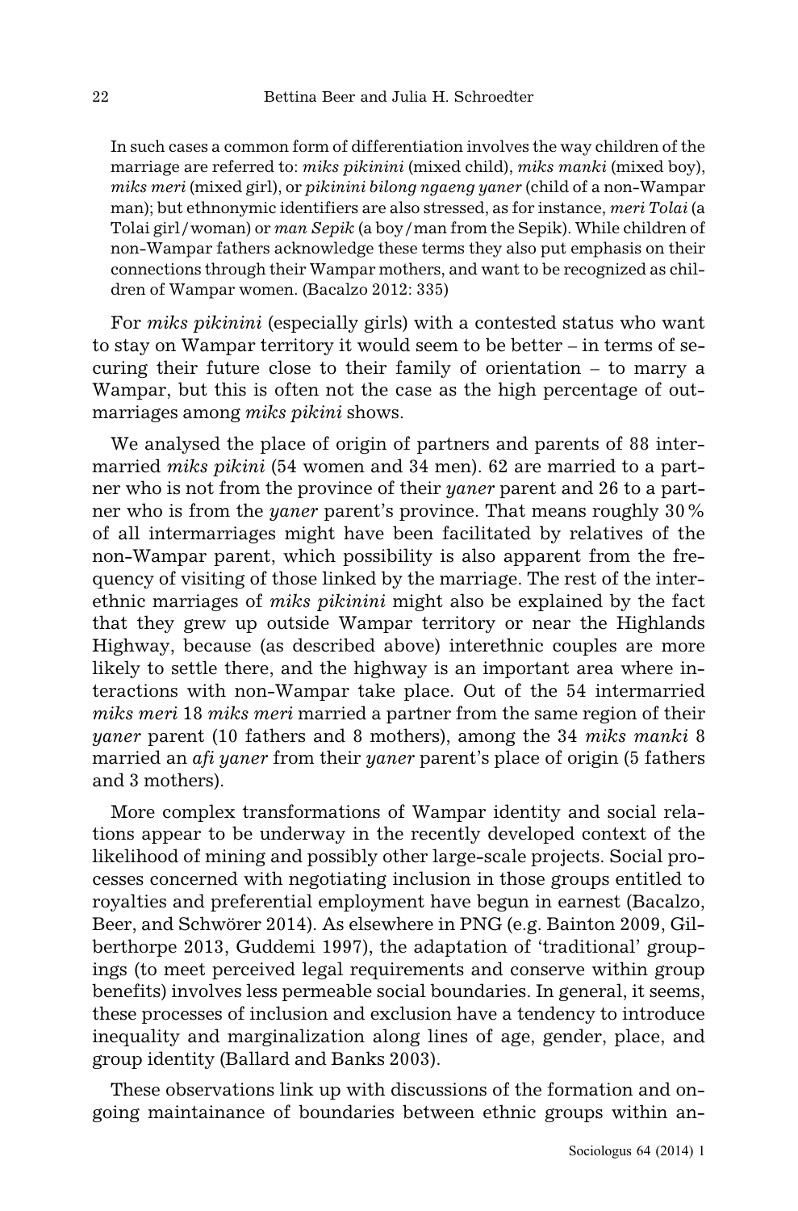> In such cases a common form of differentiation involves the way children of the marriage are referred to: *miks pikinini* (mixed child), *miks manki* (mixed boy), *miks meri* (mixed girl), or *pikinini bilong ngaeng yaner* (child of a non-Wampar man); but ethnonymic identifiers are also stressed, as for instance, *meri Tolai* (a Tolai girl / woman) or *man Sepik* (a boy / man from the Sepik). While children of non-Wampar fathers acknowledge these terms they also put emphasis on their connections through their Wampar mothers, and want to be recognized as children of Wampar women. (Bacalzo 2012: 335)

For *miks pikinini* (especially girls) with a contested status who want to stay on Wampar territory it would seem to be better – in terms of securing their future close to their family of orientation – to marry a Wampar, but this is often not the case as the high percentage of outmarriages among *miks pikini* shows.

We analysed the place of origin of partners and parents of 88 intermarried *miks pikini* (54 women and 34 men). 62 are married to a partner who is not from the province of their *yaner* parent and 26 to a partner who is from the *yaner* parent's province. That means roughly 30 % of all intermarriages might have been facilitated by relatives of the non-Wampar parent, which possibility is also apparent from the frequency of visiting of those linked by the marriage. The rest of the interethnic marriages of *miks pikinini* might also be explained by the fact that they grew up outside Wampar territory or near the Highlands Highway, because (as described above) interethnic couples are more likely to settle there, and the highway is an important area where interactions with non-Wampar take place. Out of the 54 intermarried *miks meri* 18 *miks meri* married a partner from the same region of their *yaner* parent (10 fathers and 8 mothers), among the 34 *miks manki* 8 married an *afi yaner* from their *yaner* parent's place of origin (5 fathers and 3 mothers).

More complex transformations of Wampar identity and social relations appear to be underway in the recently developed context of the likelihood of mining and possibly other large-scale projects. Social processes concerned with negotiating inclusion in those groups entitled to royalties and preferential employment have begun in earnest (Bacalzo, Beer, and Schwörer 2014). As elsewhere in PNG (e.g. Bainton 2009, Gilberthorpe 2013, Guddemi 1997), the adaptation of 'traditional' groupings (to meet perceived legal requirements and conserve within group benefits) involves less permeable social boundaries. In general, it seems, these processes of inclusion and exclusion have a tendency to introduce inequality and marginalization along lines of age, gender, place, and group identity (Ballard and Banks 2003).

These observations link up with discussions of the formation and ongoing maintainance of boundaries between ethnic groups within an-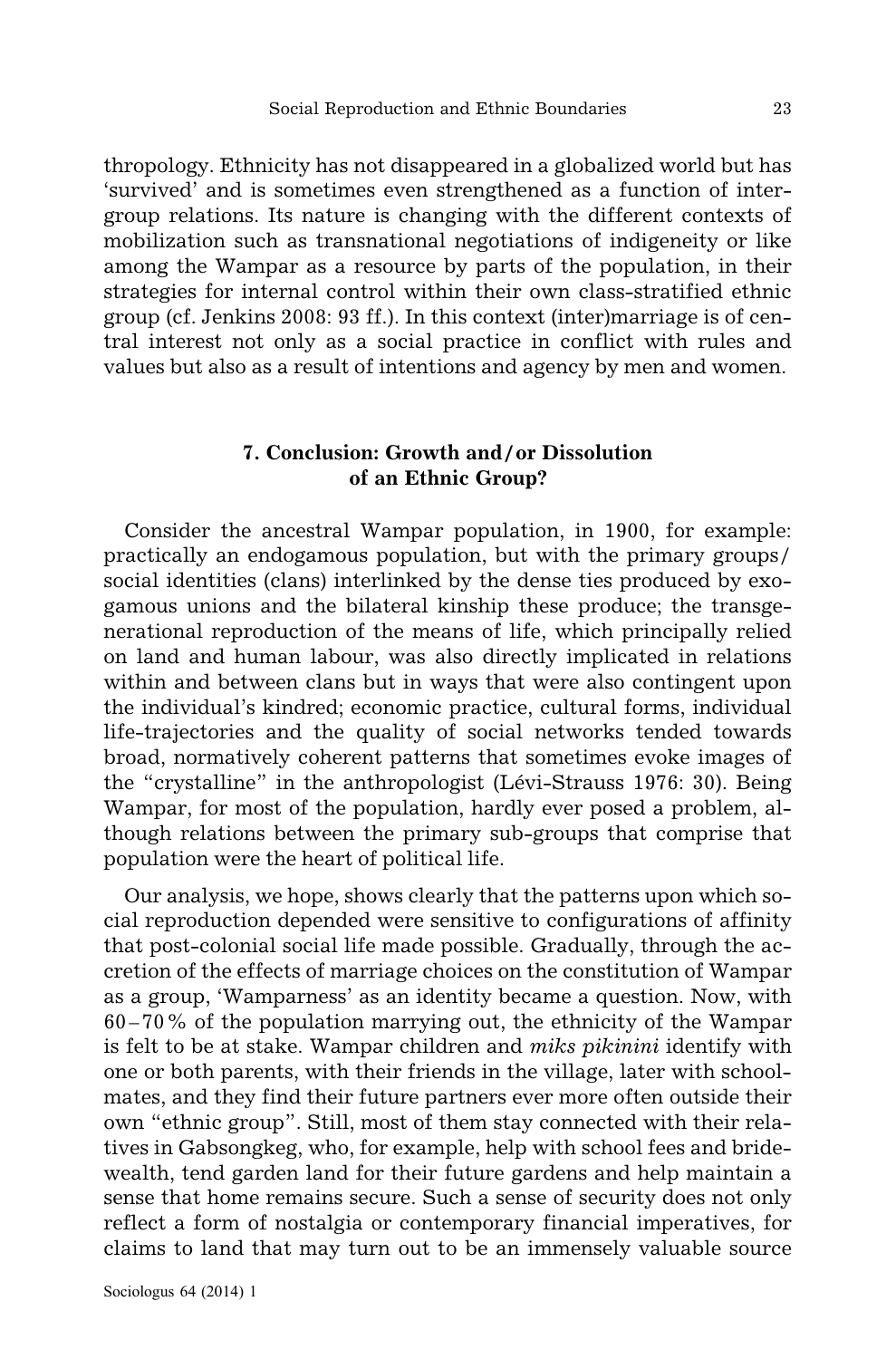thropology. Ethnicity has not disappeared in a globalized world but has 'survived' and is sometimes even strengthened as a function of intergroup relations. Its nature is changing with the different contexts of mobilization such as transnational negotiations of indigeneity or like among the Wampar as a resource by parts of the population, in their strategies for internal control within their own class-stratified ethnic group (cf. Jenkins 2008: 93 ff.). In this context (inter)marriage is of central interest not only as a social practice in conflict with rules and values but also as a result of intentions and agency by men and women.

## 7. Conclusion: Growth and/or Dissolution of an Ethnic Group?

Consider the ancestral Wampar population, in 1900, for example: practically an endogamous population, but with the primary groups/social identities (clans) interlinked by the dense ties produced by exogamous unions and the bilateral kinship these produce; the transgenerational reproduction of the means of life, which principally relied on land and human labour, was also directly implicated in relations within and between clans but in ways that were also contingent upon the individual's kindred; economic practice, cultural forms, individual life-trajectories and the quality of social networks tended towards broad, normatively coherent patterns that sometimes evoke images of the "crystalline" in the anthropologist (Lévi-Strauss 1976: 30). Being Wampar, for most of the population, hardly ever posed a problem, although relations between the primary sub-groups that comprise that population were the heart of political life.

Our analysis, we hope, shows clearly that the patterns upon which social reproduction depended were sensitive to configurations of affinity that post-colonial social life made possible. Gradually, through the accretion of the effects of marriage choices on the constitution of Wampar as a group, 'Wamparness' as an identity became a question. Now, with 60–70 % of the population marrying out, the ethnicity of the Wampar is felt to be at stake. Wampar children and *miks pikinini* identify with one or both parents, with their friends in the village, later with schoolmates, and they find their future partners ever more often outside their own "ethnic group". Still, most of them stay connected with their relatives in Gabsongkeg, who, for example, help with school fees and bridewealth, tend garden land for their future gardens and help maintain a sense that home remains secure. Such a sense of security does not only reflect a form of nostalgia or contemporary financial imperatives, for claims to land that may turn out to be an immensely valuable source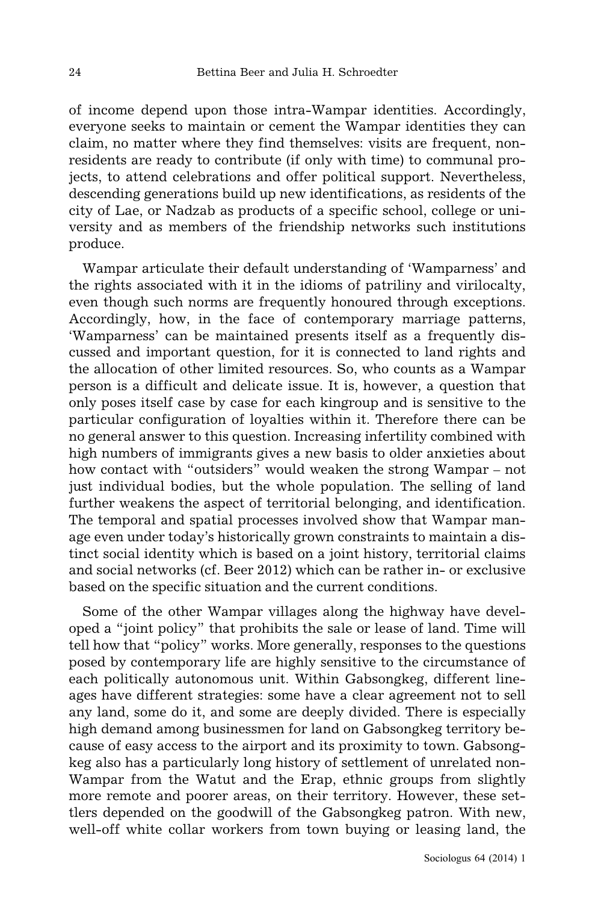of income depend upon those intra-Wampar identities. Accordingly, everyone seeks to maintain or cement the Wampar identities they can claim, no matter where they find themselves: visits are frequent, non-residents are ready to contribute (if only with time) to communal projects, to attend celebrations and offer political support. Nevertheless, descending generations build up new identifications, as residents of the city of Lae, or Nadzab as products of a specific school, college or university and as members of the friendship networks such institutions produce.

Wampar articulate their default understanding of 'Wamparness' and the rights associated with it in the idioms of patriliny and virilocalty, even though such norms are frequently honoured through exceptions. Accordingly, how, in the face of contemporary marriage patterns, 'Wamparness' can be maintained presents itself as a frequently discussed and important question, for it is connected to land rights and the allocation of other limited resources. So, who counts as a Wampar person is a difficult and delicate issue. It is, however, a question that only poses itself case by case for each kingroup and is sensitive to the particular configuration of loyalties within it. Therefore there can be no general answer to this question. Increasing infertility combined with high numbers of immigrants gives a new basis to older anxieties about how contact with "outsiders" would weaken the strong Wampar – not just individual bodies, but the whole population. The selling of land further weakens the aspect of territorial belonging, and identification. The temporal and spatial processes involved show that Wampar manage even under today's historically grown constraints to maintain a distinct social identity which is based on a joint history, territorial claims and social networks (cf. Beer 2012) which can be rather in- or exclusive based on the specific situation and the current conditions.

Some of the other Wampar villages along the highway have developed a "joint policy" that prohibits the sale or lease of land. Time will tell how that "policy" works. More generally, responses to the questions posed by contemporary life are highly sensitive to the circumstance of each politically autonomous unit. Within Gabsongkeg, different lineages have different strategies: some have a clear agreement not to sell any land, some do it, and some are deeply divided. There is especially high demand among businessmen for land on Gabsongkeg territory because of easy access to the airport and its proximity to town. Gabsongkeg also has a particularly long history of settlement of unrelated non-Wampar from the Watut and the Erap, ethnic groups from slightly more remote and poorer areas, on their territory. However, these settlers depended on the goodwill of the Gabsongkeg patron. With new, well-off white collar workers from town buying or leasing land, the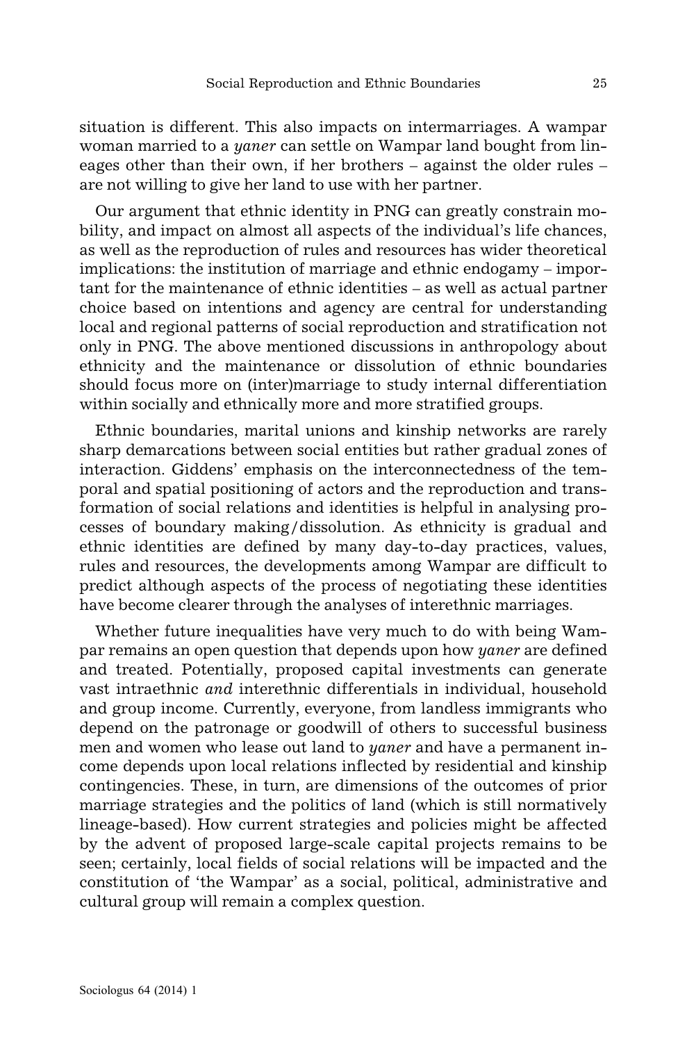situation is different. This also impacts on intermarriages. A wampar woman married to a *yaner* can settle on Wampar land bought from lineages other than their own, if her brothers – against the older rules – are not willing to give her land to use with her partner.

Our argument that ethnic identity in PNG can greatly constrain mobility, and impact on almost all aspects of the individual's life chances, as well as the reproduction of rules and resources has wider theoretical implications: the institution of marriage and ethnic endogamy – important for the maintenance of ethnic identities – as well as actual partner choice based on intentions and agency are central for understanding local and regional patterns of social reproduction and stratification not only in PNG. The above mentioned discussions in anthropology about ethnicity and the maintenance or dissolution of ethnic boundaries should focus more on (inter)marriage to study internal differentiation within socially and ethnically more and more stratified groups.

Ethnic boundaries, marital unions and kinship networks are rarely sharp demarcations between social entities but rather gradual zones of interaction. Giddens' emphasis on the interconnectedness of the temporal and spatial positioning of actors and the reproduction and transformation of social relations and identities is helpful in analysing processes of boundary making/dissolution. As ethnicity is gradual and ethnic identities are defined by many day-to-day practices, values, rules and resources, the developments among Wampar are difficult to predict although aspects of the process of negotiating these identities have become clearer through the analyses of interethnic marriages.

Whether future inequalities have very much to do with being Wampar remains an open question that depends upon how *yaner* are defined and treated. Potentially, proposed capital investments can generate vast intraethnic *and* interethnic differentials in individual, household and group income. Currently, everyone, from landless immigrants who depend on the patronage or goodwill of others to successful business men and women who lease out land to *yaner* and have a permanent income depends upon local relations inflected by residential and kinship contingencies. These, in turn, are dimensions of the outcomes of prior marriage strategies and the politics of land (which is still normatively lineage-based). How current strategies and policies might be affected by the advent of proposed large-scale capital projects remains to be seen; certainly, local fields of social relations will be impacted and the constitution of 'the Wampar' as a social, political, administrative and cultural group will remain a complex question.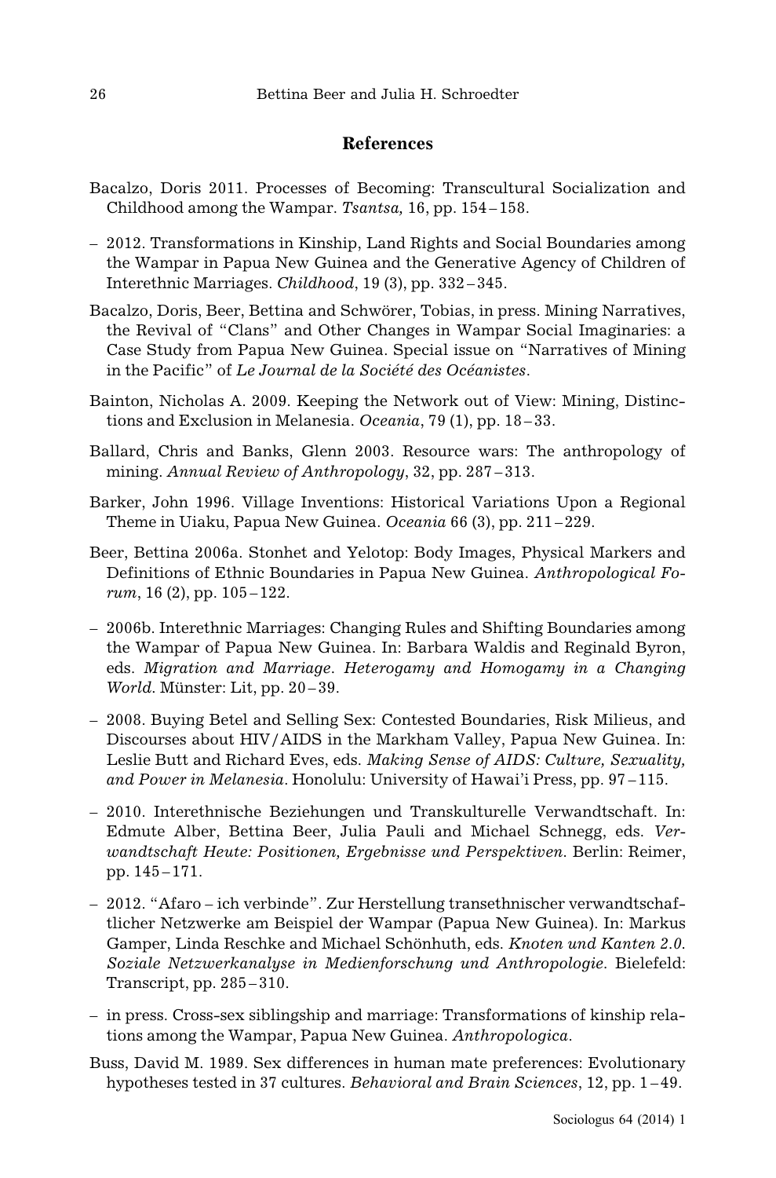## References

Bacalzo, Doris 2011. Processes of Becoming: Transcultural Socialization and Childhood among the Wampar. *Tsantsa,* 16, pp. 154 – 158.

– 2012. Transformations in Kinship, Land Rights and Social Boundaries among the Wampar in Papua New Guinea and the Generative Agency of Children of Interethnic Marriages. *Childhood*, 19 (3), pp. 332 – 345.

Bacalzo, Doris, Beer, Bettina and Schwörer, Tobias, in press. Mining Narratives, the Revival of "Clans" and Other Changes in Wampar Social Imaginaries: a Case Study from Papua New Guinea. Special issue on "Narratives of Mining in the Pacific" of *Le Journal de la Société des Océanistes*.

Bainton, Nicholas A. 2009. Keeping the Network out of View: Mining, Distinctions and Exclusion in Melanesia. *Oceania*, 79 (1), pp. 18 – 33.

Ballard, Chris and Banks, Glenn 2003. Resource wars: The anthropology of mining. *Annual Review of Anthropology*, 32, pp. 287 – 313.

Barker, John 1996. Village Inventions: Historical Variations Upon a Regional Theme in Uiaku, Papua New Guinea. *Oceania* 66 (3), pp. 211 – 229.

Beer, Bettina 2006a. Stonhet and Yelotop: Body Images, Physical Markers and Definitions of Ethnic Boundaries in Papua New Guinea. *Anthropological Forum*, 16 (2), pp. 105 – 122.

– 2006b. Interethnic Marriages: Changing Rules and Shifting Boundaries among the Wampar of Papua New Guinea. In: Barbara Waldis and Reginald Byron, eds. *Migration and Marriage. Heterogamy and Homogamy in a Changing World.* Münster: Lit, pp. 20 – 39.

– 2008. Buying Betel and Selling Sex: Contested Boundaries, Risk Milieus, and Discourses about HIV/AIDS in the Markham Valley, Papua New Guinea. In: Leslie Butt and Richard Eves, eds. *Making Sense of AIDS: Culture, Sexuality, and Power in Melanesia*. Honolulu: University of Hawai'i Press, pp. 97 – 115.

– 2010. Interethnische Beziehungen und Transkulturelle Verwandtschaft. In: Edmute Alber, Bettina Beer, Julia Pauli and Michael Schnegg, eds. *Verwandtschaft Heute: Positionen, Ergebnisse und Perspektiven.* Berlin: Reimer, pp. 145 – 171.

– 2012. "Afaro – ich verbinde". Zur Herstellung transethnischer verwandtschaftlicher Netzwerke am Beispiel der Wampar (Papua New Guinea). In: Markus Gamper, Linda Reschke and Michael Schönhuth, eds. *Knoten und Kanten 2.0. Soziale Netzwerkanalyse in Medienforschung und Anthropologie*. Bielefeld: Transcript, pp. 285 – 310.

– in press. Cross-sex siblingship and marriage: Transformations of kinship relations among the Wampar, Papua New Guinea. *Anthropologica*.

Buss, David M. 1989. Sex differences in human mate preferences: Evolutionary hypotheses tested in 37 cultures. *Behavioral and Brain Sciences*, 12, pp. 1 – 49.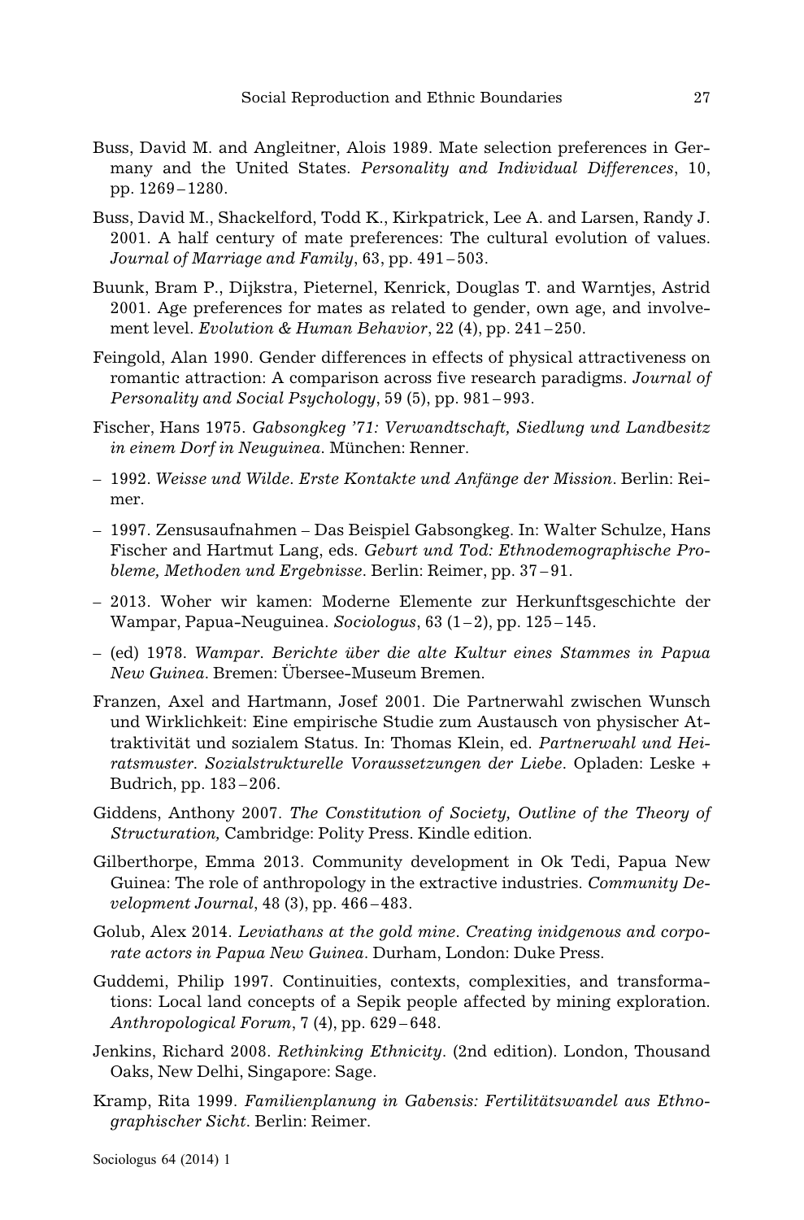Buss, David M. and Angleitner, Alois 1989. Mate selection preferences in Germany and the United States. *Personality and Individual Differences*, 10, pp. 1269 – 1280.

Buss, David M., Shackelford, Todd K., Kirkpatrick, Lee A. and Larsen, Randy J. 2001. A half century of mate preferences: The cultural evolution of values. *Journal of Marriage and Family*, 63, pp. 491 – 503.

Buunk, Bram P., Dijkstra, Pieternel, Kenrick, Douglas T. and Warntjes, Astrid 2001. Age preferences for mates as related to gender, own age, and involvement level. *Evolution & Human Behavior*, 22 (4), pp. 241 – 250.

Feingold, Alan 1990. Gender differences in effects of physical attractiveness on romantic attraction: A comparison across five research paradigms. *Journal of Personality and Social Psychology*, 59 (5), pp. 981 – 993.

Fischer, Hans 1975. *Gabsongkeg '71: Verwandtschaft, Siedlung und Landbesitz in einem Dorf in Neuguinea*. München: Renner.

– 1992. *Weisse und Wilde. Erste Kontakte und Anfänge der Mission*. Berlin: Reimer.

– 1997. Zensusaufnahmen – Das Beispiel Gabsongkeg. In: Walter Schulze, Hans Fischer and Hartmut Lang, eds. *Geburt und Tod: Ethnodemographische Probleme, Methoden und Ergebnisse*. Berlin: Reimer, pp. 37 – 91.

– 2013. Woher wir kamen: Moderne Elemente zur Herkunftsgeschichte der Wampar, Papua-Neuguinea. *Sociologus*, 63 (1 – 2), pp. 125 – 145.

– (ed) 1978. *Wampar. Berichte über die alte Kultur eines Stammes in Papua New Guinea*. Bremen: Übersee-Museum Bremen.

Franzen, Axel and Hartmann, Josef 2001. Die Partnerwahl zwischen Wunsch und Wirklichkeit: Eine empirische Studie zum Austausch von physischer Attraktivität und sozialem Status. In: Thomas Klein, ed. *Partnerwahl und Heiratsmuster. Sozialstrukturelle Voraussetzungen der Liebe*. Opladen: Leske + Budrich, pp. 183 – 206.

Giddens, Anthony 2007. *The Constitution of Society, Outline of the Theory of Structuration,* Cambridge: Polity Press. Kindle edition.

Gilberthorpe, Emma 2013. Community development in Ok Tedi, Papua New Guinea: The role of anthropology in the extractive industries. *Community Development Journal*, 48 (3), pp. 466 – 483.

Golub, Alex 2014. *Leviathans at the gold mine. Creating inidgenous and corporate actors in Papua New Guinea*. Durham, London: Duke Press.

Guddemi, Philip 1997. Continuities, contexts, complexities, and transformations: Local land concepts of a Sepik people affected by mining exploration. *Anthropological Forum*, 7 (4), pp. 629 – 648.

Jenkins, Richard 2008. *Rethinking Ethnicity*. (2nd edition). London, Thousand Oaks, New Delhi, Singapore: Sage.

Kramp, Rita 1999. *Familienplanung in Gabensis: Fertilitätswandel aus Ethnographischer Sicht*. Berlin: Reimer.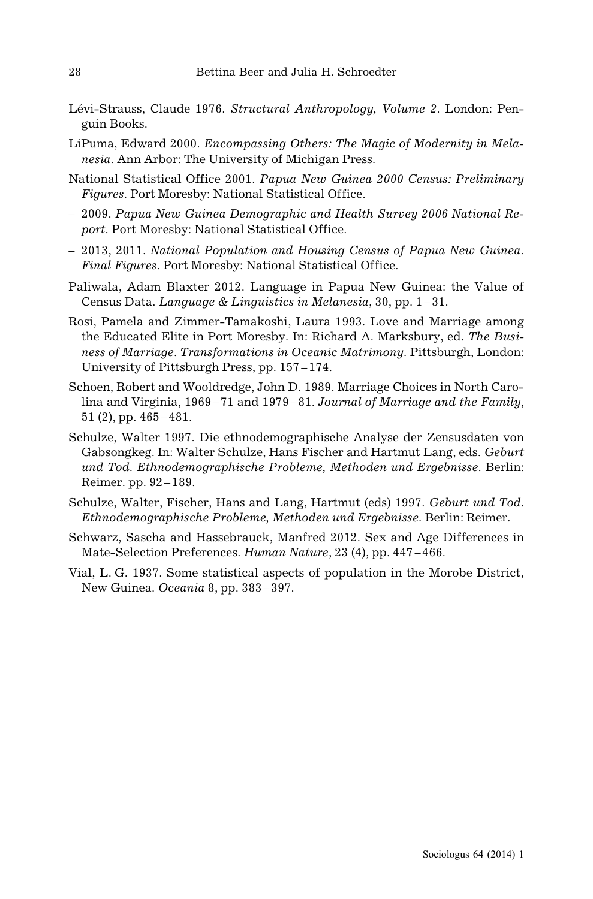Lévi-Strauss, Claude 1976. *Structural Anthropology, Volume 2*. London: Penguin Books.

LiPuma, Edward 2000. *Encompassing Others: The Magic of Modernity in Melanesia*. Ann Arbor: The University of Michigan Press.

National Statistical Office 2001. *Papua New Guinea 2000 Census: Preliminary Figures*. Port Moresby: National Statistical Office.

– 2009. *Papua New Guinea Demographic and Health Survey 2006 National Report*. Port Moresby: National Statistical Office.

– 2013, 2011. *National Population and Housing Census of Papua New Guinea. Final Figures*. Port Moresby: National Statistical Office.

Paliwala, Adam Blaxter 2012. Language in Papua New Guinea: the Value of Census Data. *Language & Linguistics in Melanesia*, 30, pp. 1–31.

Rosi, Pamela and Zimmer-Tamakoshi, Laura 1993. Love and Marriage among the Educated Elite in Port Moresby. In: Richard A. Marksbury, ed. *The Business of Marriage. Transformations in Oceanic Matrimony*. Pittsburgh, London: University of Pittsburgh Press, pp. 157–174.

Schoen, Robert and Wooldredge, John D. 1989. Marriage Choices in North Carolina and Virginia, 1969–71 and 1979–81. *Journal of Marriage and the Family*, 51 (2), pp. 465–481.

Schulze, Walter 1997. Die ethnodemographische Analyse der Zensusdaten von Gabsongkeg. In: Walter Schulze, Hans Fischer and Hartmut Lang, eds. *Geburt und Tod. Ethnodemographische Probleme, Methoden und Ergebnisse*. Berlin: Reimer. pp. 92–189.

Schulze, Walter, Fischer, Hans and Lang, Hartmut (eds) 1997. *Geburt und Tod. Ethnodemographische Probleme, Methoden und Ergebnisse*. Berlin: Reimer.

Schwarz, Sascha and Hassebrauck, Manfred 2012. Sex and Age Differences in Mate-Selection Preferences. *Human Nature*, 23 (4), pp. 447–466.

Vial, L. G. 1937. Some statistical aspects of population in the Morobe District, New Guinea. *Oceania* 8, pp. 383–397.